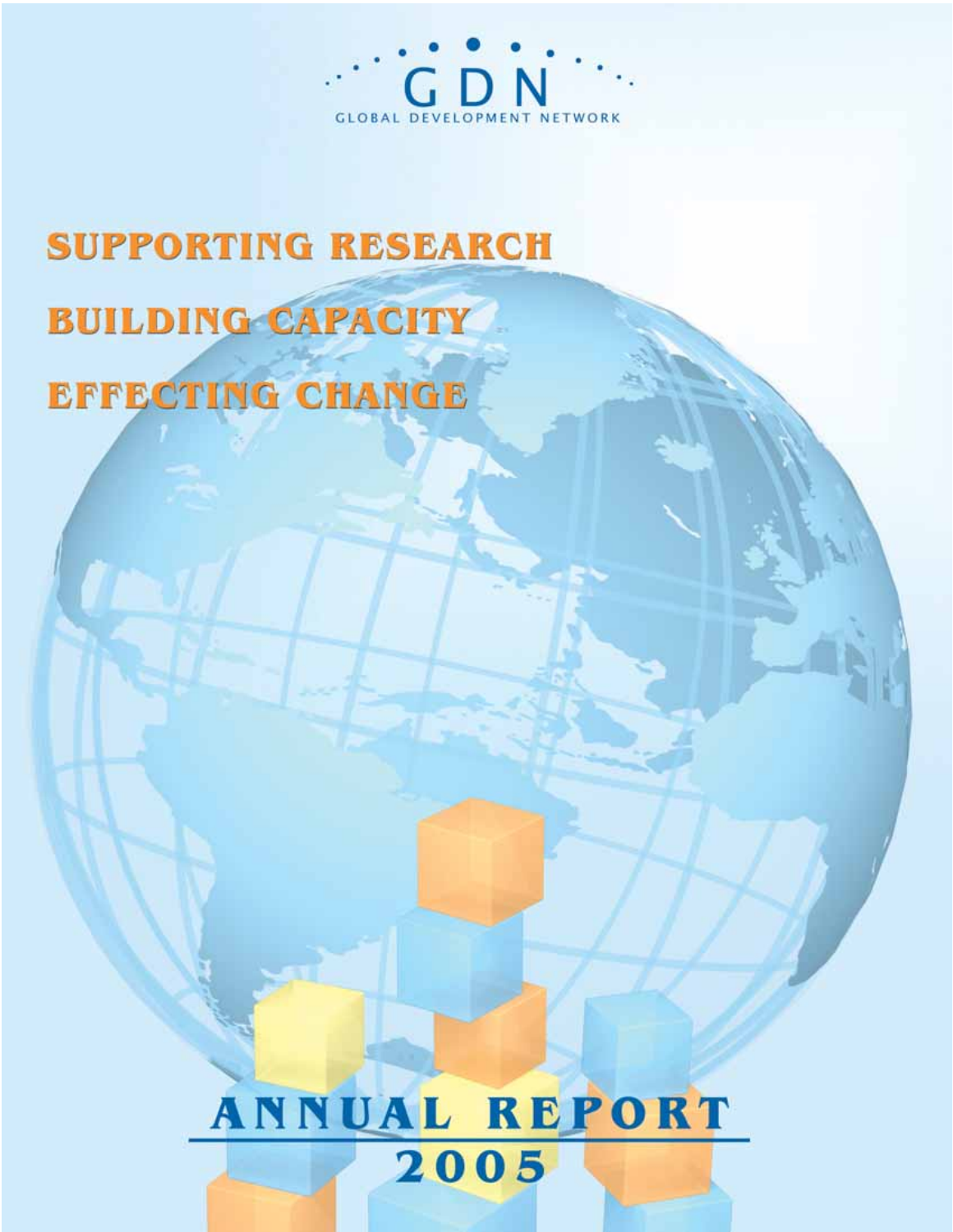GDN

GLOBAL DEVELOPMENT NETWORK

# SUPPORTING RESEARCH

# BUILDING CAPACITY

# EFFECTING CHANGE

# ANNUAL REPORT 2005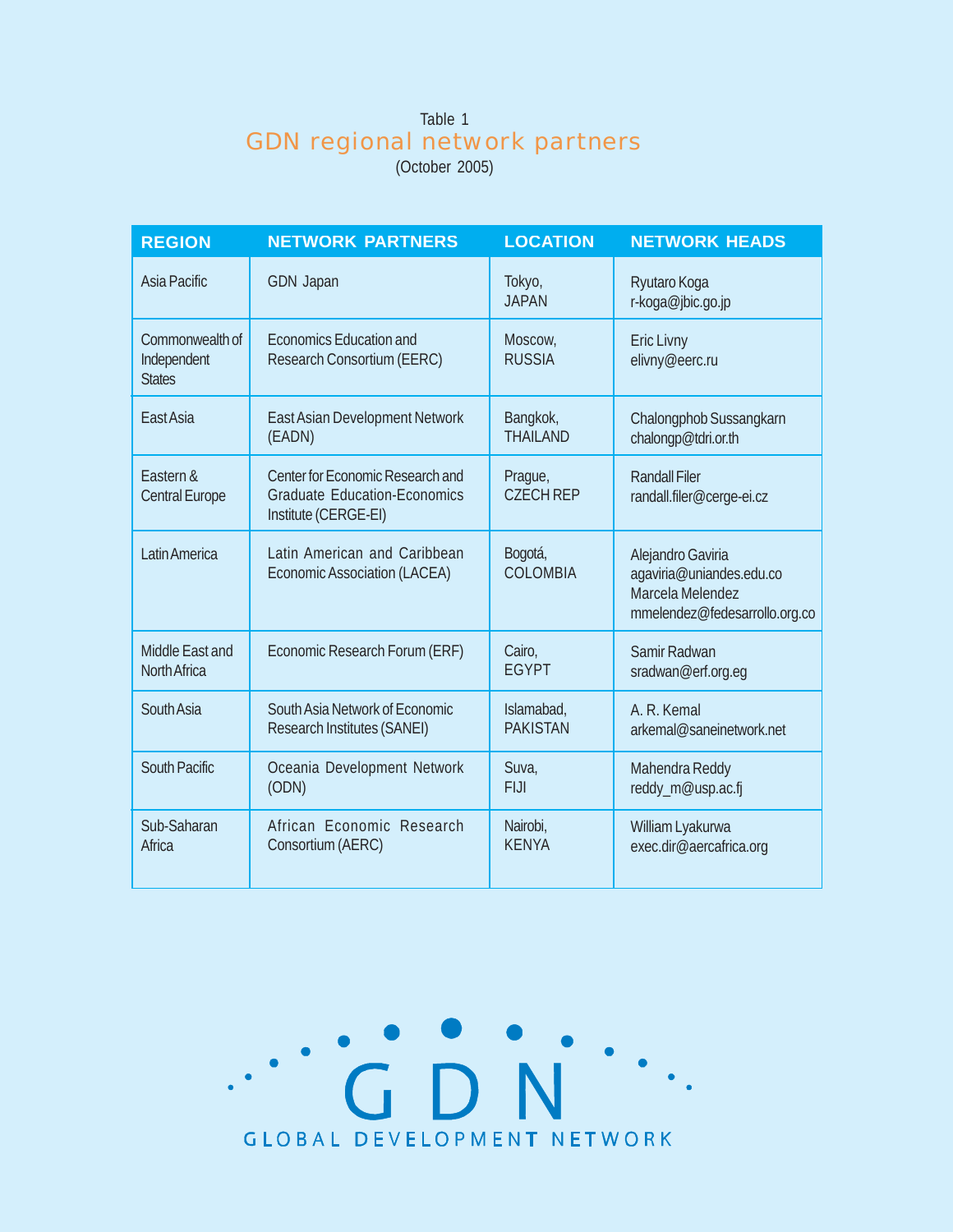Table 1

## GDN regional network partners

(October 2005)

| REGION | NETWORK PARTNERS | LOCATION | NETWORK HEADS |
|---|---|---|---|
| Asia Pacific | GDN Japan | Tokyo, JAPAN | Ryutaro Koga r-koga@jbic.go.jp |
| Commonwealth of Independent States | Economics Education and Research Consortium (EERC) | Moscow, RUSSIA | Eric Livny elivny@eerc.ru |
| East Asia | East Asian Development Network (EADN) | Bangkok, THAILAND | Chalongphob Sussangkarn chalongp@tdri.or.th |
| Eastern & Central Europe | Center for Economic Research and Graduate Education-Economics Institute (CERGE-EI) | Prague, CZECH REP | Randall Filer randall.filer@cerge-ei.cz |
| Latin America | Latin American and Caribbean Economic Association (LACEA) | Bogotá, COLOMBIA | Alejandro Gaviria agaviria@uniandes.edu.co Marcela Melendez mmelendez@fedesarrollo.org.co |
| Middle East and North Africa | Economic Research Forum (ERF) | Cairo, EGYPT | Samir Radwan sradwan@erf.org.eg |
| South Asia | South Asia Network of Economic Research Institutes (SANEI) | Islamabad, PAKISTAN | A. R. Kemal arkemal@saneinetwork.net |
| South Pacific | Oceania Development Network (ODN) | Suva, FIJI | Mahendra Reddy reddy_m@usp.ac.fj |
| Sub-Saharan Africa | African Economic Research Consortium (AERC) | Nairobi, KENYA | William Lyakurwa exec.dir@aercafrica.org |

GDN

GLOBAL DEVELOPMENT NETWORK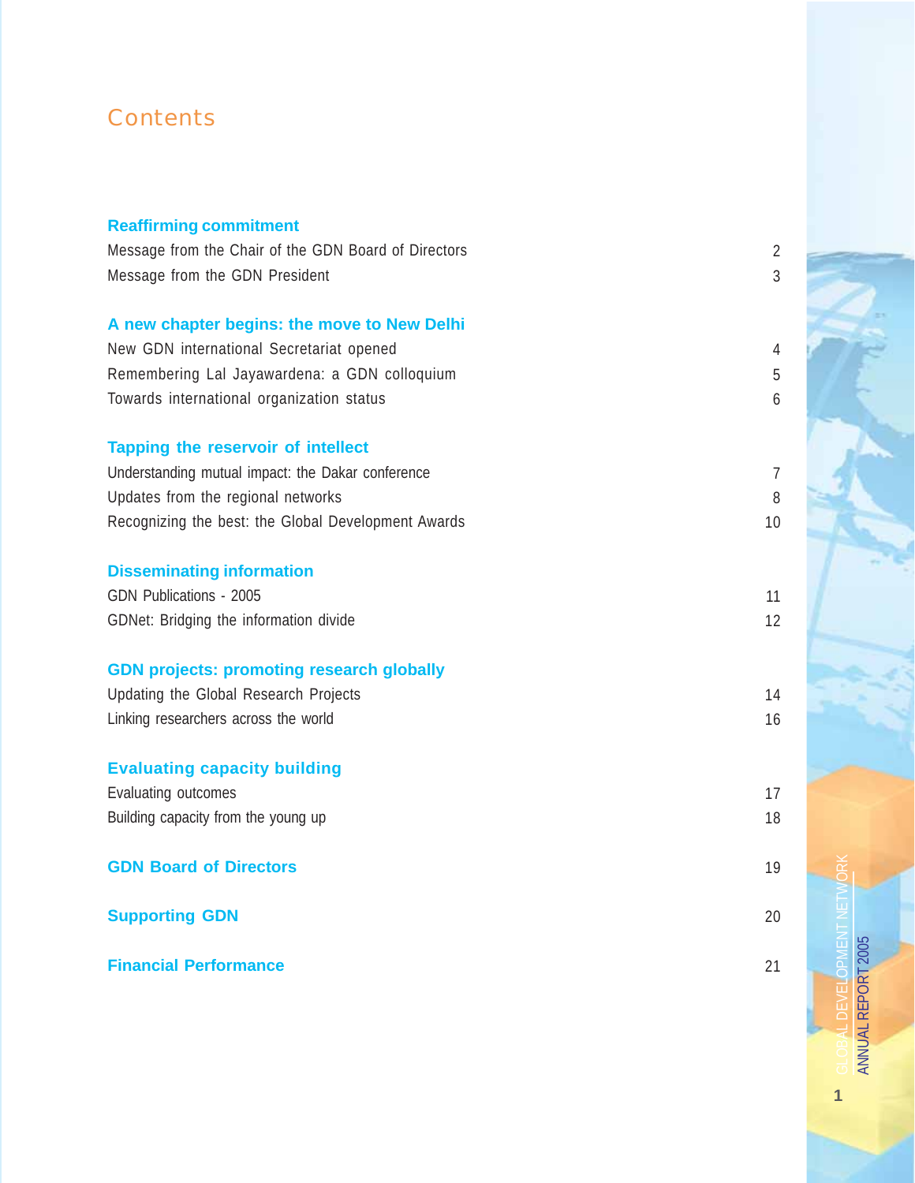# Contents

| | |
|---|---|
| **Reaffirming commitment** | |
| Message from the Chair of the GDN Board of Directors | 2 |
| Message from the GDN President | 3 |
| **A new chapter begins: the move to New Delhi** | |
| New GDN international Secretariat opened | 4 |
| Remembering Lal Jayawardena: a GDN colloquium | 5 |
| Towards international organization status | 6 |
| **Tapping the reservoir of intellect** | |
| Understanding mutual impact: the Dakar conference | 7 |
| Updates from the regional networks | 8 |
| Recognizing the best: the Global Development Awards | 10 |
| **Disseminating information** | |
| GDN Publications - 2005 | 11 |
| GDNet: Bridging the information divide | 12 |
| **GDN projects: promoting research globally** | |
| Updating the Global Research Projects | 14 |
| Linking researchers across the world | 16 |
| **Evaluating capacity building** | |
| Evaluating outcomes | 17 |
| Building capacity from the young up | 18 |
| **GDN Board of Directors** | 19 |
| **Supporting GDN** | 20 |
| **Financial Performance** | 21 |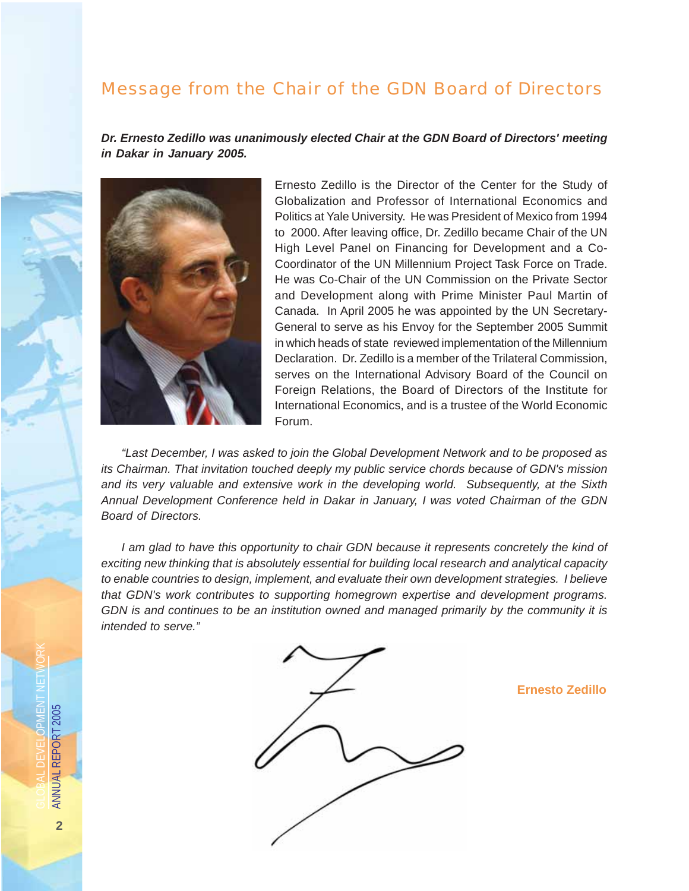## Message from the Chair of the GDN Board of Directors

***Dr. Ernesto Zedillo was unanimously elected Chair at the GDN Board of Directors' meeting in Dakar in January 2005.***

Ernesto Zedillo is the Director of the Center for the Study of Globalization and Professor of International Economics and Politics at Yale University. He was President of Mexico from 1994 to 2000. After leaving office, Dr. Zedillo became Chair of the UN High Level Panel on Financing for Development and a Co-Coordinator of the UN Millennium Project Task Force on Trade. He was Co-Chair of the UN Commission on the Private Sector and Development along with Prime Minister Paul Martin of Canada. In April 2005 he was appointed by the UN Secretary-General to serve as his Envoy for the September 2005 Summit in which heads of state reviewed implementation of the Millennium Declaration. Dr. Zedillo is a member of the Trilateral Commission, serves on the International Advisory Board of the Council on Foreign Relations, the Board of Directors of the Institute for International Economics, and is a trustee of the World Economic Forum.

*"Last December, I was asked to join the Global Development Network and to be proposed as its Chairman. That invitation touched deeply my public service chords because of GDN's mission and its very valuable and extensive work in the developing world. Subsequently, at the Sixth Annual Development Conference held in Dakar in January, I was voted Chairman of the GDN Board of Directors.*

*I am glad to have this opportunity to chair GDN because it represents concretely the kind of exciting new thinking that is absolutely essential for building local research and analytical capacity to enable countries to design, implement, and evaluate their own development strategies. I believe that GDN's work contributes to supporting homegrown expertise and development programs. GDN is and continues to be an institution owned and managed primarily by the community it is intended to serve."*

**Ernesto Zedillo**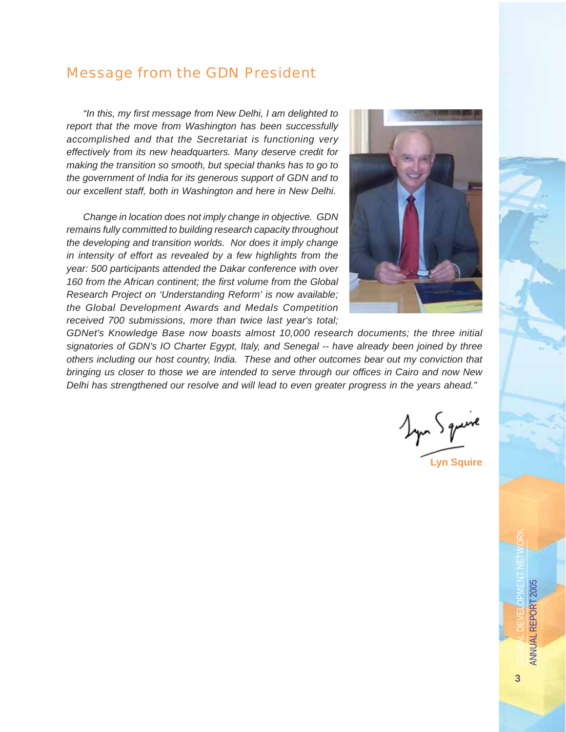# Message from the GDN President

*"In this, my first message from New Delhi, I am delighted to report that the move from Washington has been successfully accomplished and that the Secretariat is functioning very effectively from its new headquarters. Many deserve credit for making the transition so smooth, but special thanks has to go to the government of India for its generous support of GDN and to our excellent staff, both in Washington and here in New Delhi.*

*Change in location does not imply change in objective. GDN remains fully committed to building research capacity throughout the developing and transition worlds. Nor does it imply change in intensity of effort as revealed by a few highlights from the year: 500 participants attended the Dakar conference with over 160 from the African continent; the first volume from the Global Research Project on 'Understanding Reform' is now available; the Global Development Awards and Medals Competition received 700 submissions, more than twice last year's total; GDNet's Knowledge Base now boasts almost 10,000 research documents; the three initial signatories of GDN's IO Charter Egypt, Italy, and Senegal -- have already been joined by three others including our host country, India. These and other outcomes bear out my conviction that bringing us closer to those we are intended to serve through our offices in Cairo and now New Delhi has strengthened our resolve and will lead to even greater progress in the years ahead."*

**Lyn Squire**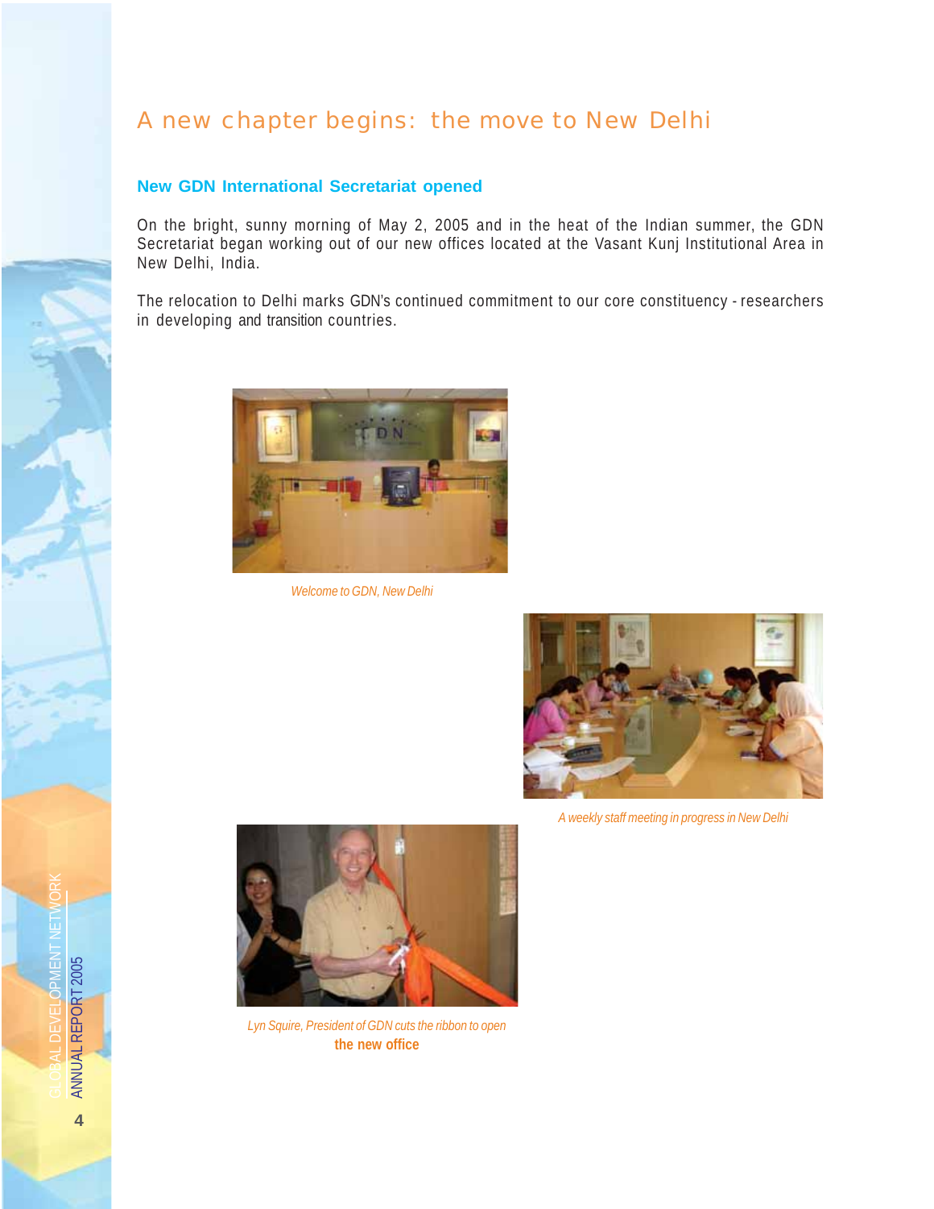# A new chapter begins: the move to New Delhi

## New GDN International Secretariat opened

On the bright, sunny morning of May 2, 2005 and in the heat of the Indian summer, the GDN Secretariat began working out of our new offices located at the Vasant Kunj Institutional Area in New Delhi, India.

The relocation to Delhi marks GDN's continued commitment to our core constituency - researchers in developing and transition countries.

*Welcome to GDN, New Delhi*

*A weekly staff meeting in progress in New Delhi*

*Lyn Squire, President of GDN cuts the ribbon to open* **the new office**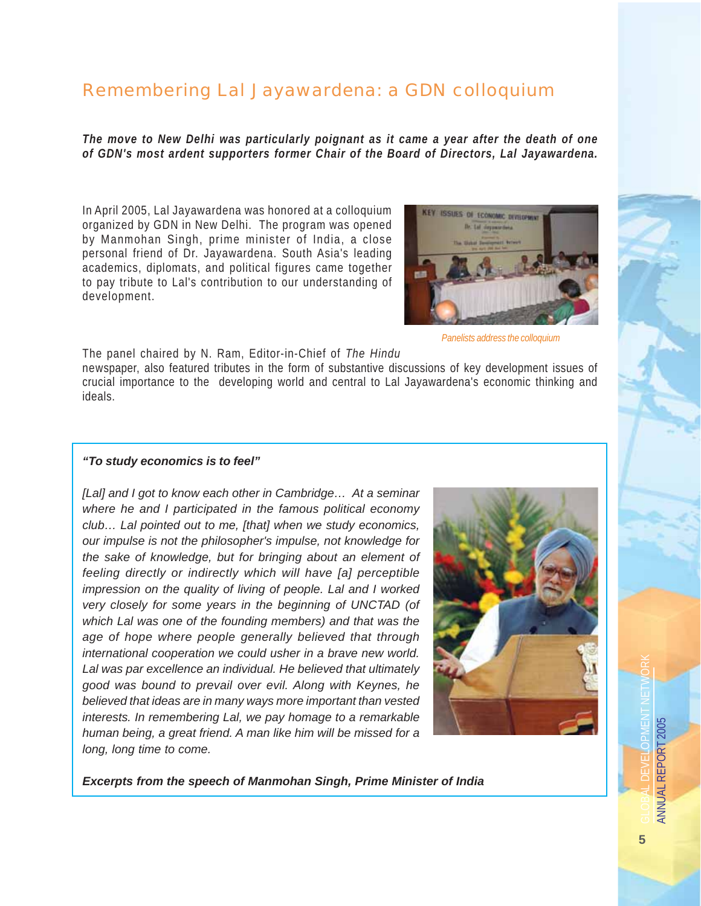# Remembering Lal Jayawardena: a GDN colloquium

***The move to New Delhi was particularly poignant as it came a year after the death of one of GDN's most ardent supporters former Chair of the Board of Directors, Lal Jayawardena.***

In April 2005, Lal Jayawardena was honored at a colloquium organized by GDN in New Delhi. The program was opened by Manmohan Singh, prime minister of India, a close personal friend of Dr. Jayawardena. South Asia's leading academics, diplomats, and political figures came together to pay tribute to Lal's contribution to our understanding of development.

*Panelists address the colloquium*

The panel chaired by N. Ram, Editor-in-Chief of *The Hindu* newspaper, also featured tributes in the form of substantive discussions of key development issues of crucial importance to the developing world and central to Lal Jayawardena's economic thinking and ideals.

***"To study economics is to feel"***

*[Lal] and I got to know each other in Cambridge… At a seminar where he and I participated in the famous political economy club… Lal pointed out to me, [that] when we study economics, our impulse is not the philosopher's impulse, not knowledge for the sake of knowledge, but for bringing about an element of feeling directly or indirectly which will have [a] perceptible impression on the quality of living of people. Lal and I worked very closely for some years in the beginning of UNCTAD (of which Lal was one of the founding members) and that was the age of hope where people generally believed that through international cooperation we could usher in a brave new world. Lal was par excellence an individual. He believed that ultimately good was bound to prevail over evil. Along with Keynes, he believed that ideas are in many ways more important than vested interests. In remembering Lal, we pay homage to a remarkable human being, a great friend. A man like him will be missed for a long, long time to come.*

***Excerpts from the speech of Manmohan Singh, Prime Minister of India***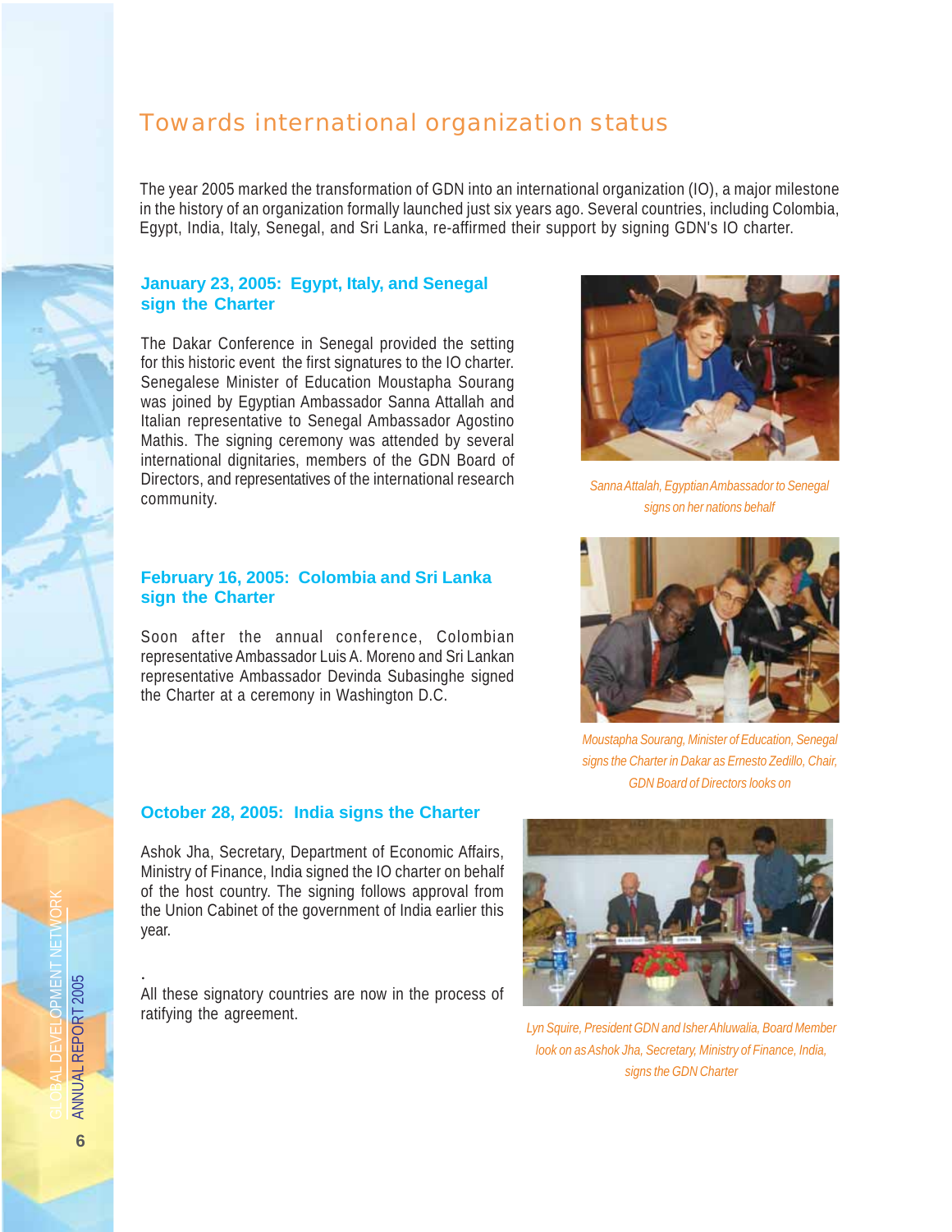## Towards international organization status

The year 2005 marked the transformation of GDN into an international organization (IO), a major milestone in the history of an organization formally launched just six years ago. Several countries, including Colombia, Egypt, India, Italy, Senegal, and Sri Lanka, re-affirmed their support by signing GDN's IO charter.

### January 23, 2005: Egypt, Italy, and Senegal sign the Charter

The Dakar Conference in Senegal provided the setting for this historic event the first signatures to the IO charter. Senegalese Minister of Education Moustapha Sourang was joined by Egyptian Ambassador Sanna Attallah and Italian representative to Senegal Ambassador Agostino Mathis. The signing ceremony was attended by several international dignitaries, members of the GDN Board of Directors, and representatives of the international research community.

*Sanna Attalah, Egyptian Ambassador to Senegal signs on her nations behalf*

### February 16, 2005: Colombia and Sri Lanka sign the Charter

Soon after the annual conference, Colombian representative Ambassador Luis A. Moreno and Sri Lankan representative Ambassador Devinda Subasinghe signed the Charter at a ceremony in Washington D.C.

*Moustapha Sourang, Minister of Education, Senegal signs the Charter in Dakar as Ernesto Zedillo, Chair, GDN Board of Directors looks on*

### October 28, 2005: India signs the Charter

Ashok Jha, Secretary, Department of Economic Affairs, Ministry of Finance, India signed the IO charter on behalf of the host country. The signing follows approval from the Union Cabinet of the government of India earlier this year.

.

All these signatory countries are now in the process of ratifying the agreement.

*Lyn Squire, President GDN and Isher Ahluwalia, Board Member look on as Ashok Jha, Secretary, Ministry of Finance, India, signs the GDN Charter*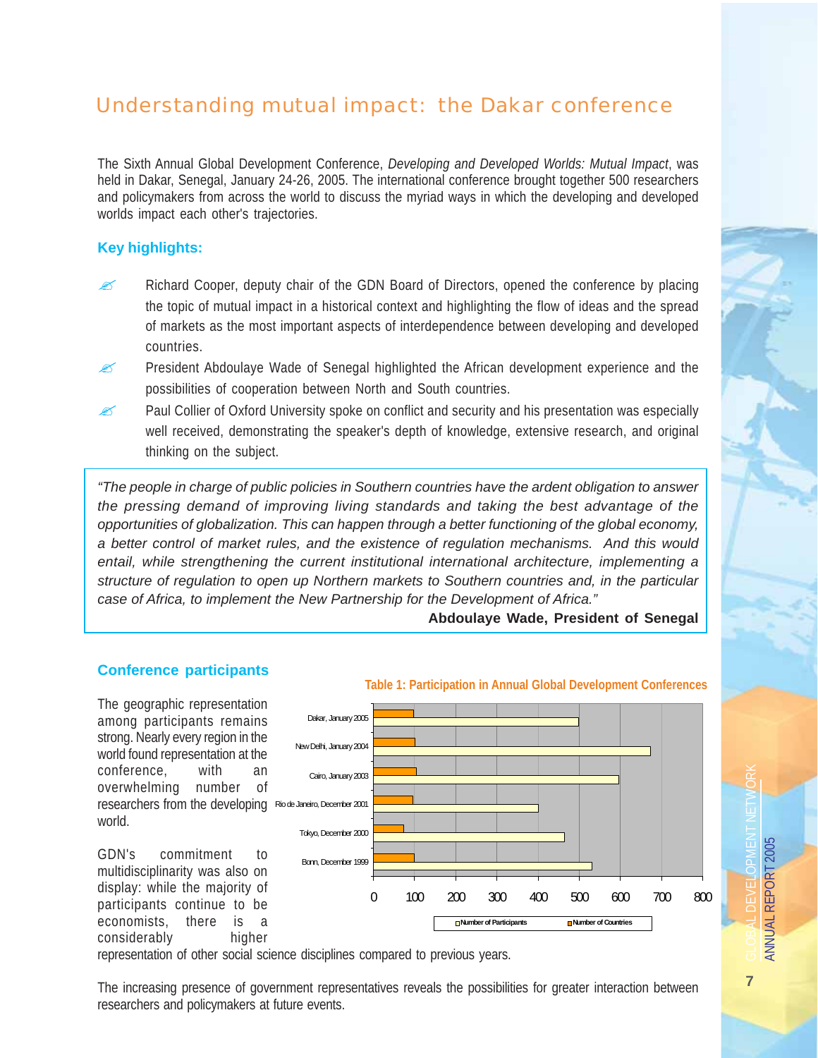## Understanding mutual impact: the Dakar conference

The Sixth Annual Global Development Conference, *Developing and Developed Worlds: Mutual Impact*, was held in Dakar, Senegal, January 24-26, 2005. The international conference brought together 500 researchers and policymakers from across the world to discuss the myriad ways in which the developing and developed worlds impact each other's trajectories.

### Key highlights:

- Richard Cooper, deputy chair of the GDN Board of Directors, opened the conference by placing the topic of mutual impact in a historical context and highlighting the flow of ideas and the spread of markets as the most important aspects of interdependence between developing and developed countries.
- President Abdoulaye Wade of Senegal highlighted the African development experience and the possibilities of cooperation between North and South countries.
- Paul Collier of Oxford University spoke on conflict and security and his presentation was especially well received, demonstrating the speaker's depth of knowledge, extensive research, and original thinking on the subject.

> *"The people in charge of public policies in Southern countries have the ardent obligation to answer the pressing demand of improving living standards and taking the best advantage of the opportunities of globalization. This can happen through a better functioning of the global economy, a better control of market rules, and the existence of regulation mechanisms. And this would entail, while strengthening the current institutional international architecture, implementing a structure of regulation to open up Northern markets to Southern countries and, in the particular case of Africa, to implement the New Partnership for the Development of Africa."*
>
> **Abdoulaye Wade, President of Senegal**

### Conference participants

The geographic representation among participants remains strong. Nearly every region in the world found representation at the conference, with an overwhelming number of researchers from the developing world.

GDN's commitment to multidisciplinarity was also on display: while the majority of participants continue to be economists, there is a considerably higher representation of other social science disciplines compared to previous years.

**Table 1: Participation in Annual Global Development Conferences**

| Conference | Number of Participants | Number of Countries |
|---|---|---|
| Dakar, January 2005 | ~500 | ~100 |
| New Delhi, January 2004 | ~675 | ~100 |
| Cairo, January 2003 | ~600 | ~105 |
| Rio de Janeiro, December 2001 | ~400 | ~95 |
| Tokyo, December 2000 | ~465 | ~75 |
| Bonn, December 1999 | ~530 | ~100 |

The increasing presence of government representatives reveals the possibilities for greater interaction between researchers and policymakers at future events.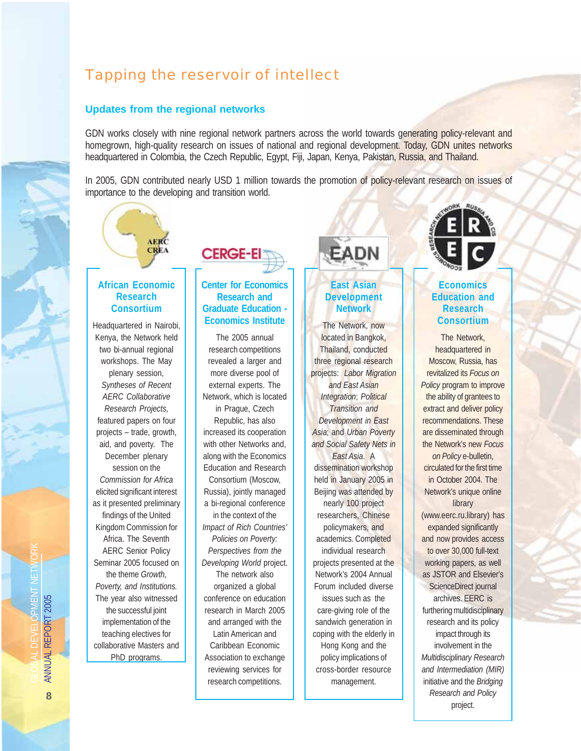# Tapping the reservoir of intellect

## Updates from the regional networks

GDN works closely with nine regional network partners across the world towards generating policy-relevant and homegrown, high-quality research on issues of national and regional development. Today, GDN unites networks headquartered in Colombia, the Czech Republic, Egypt, Fiji, Japan, Kenya, Pakistan, Russia, and Thailand.

In 2005, GDN contributed nearly USD 1 million towards the promotion of policy-relevant research on issues of importance to the developing and transition world.

### African Economic Research Consortium

Headquartered in Nairobi, Kenya, the Network held two bi-annual regional workshops. The May plenary session, *Syntheses of Recent AERC Collaborative Research Projects,* featured papers on four projects – trade, growth, aid, and poverty. The December plenary session on the *Commission for Africa* elicited significant interest as it presented preliminary findings of the United Kingdom Commission for Africa. The Seventh AERC Senior Policy Seminar 2005 focused on the theme *Growth, Poverty, and Institutions.* The year also witnessed the successful joint implementation of the teaching electives for collaborative Masters and PhD programs.

### Center for Economics Research and Graduate Education - Economics Institute

The 2005 annual research competitions revealed a larger and more diverse pool of external experts. The Network, which is located in Prague, Czech Republic, has also increased its cooperation with other Networks and, along with the Economics Education and Research Consortium (Moscow, Russia), jointly managed a bi-regional conference in the context of the *Impact of Rich Countries' Policies on Poverty: Perspectives from the Developing World* project. The network also organized a global conference on education research in March 2005 and arranged with the Latin American and Caribbean Economic Association to exchange reviewing services for research competitions.

### East Asian Development Network

The Network, now located in Bangkok, Thailand, conducted three regional research projects: *Labor Migration and East Asian Integration*; *Political Transition and Development in East Asia*; and *Urban Poverty and Social Safety Nets in East Asia*. A dissemination workshop held in January 2005 in Beijing was attended by nearly 100 project researchers, Chinese policymakers, and academics. Completed individual research projects presented at the Network's 2004 Annual Forum included diverse issues such as the care-giving role of the sandwich generation in coping with the elderly in Hong Kong and the policy implications of cross-border resource management.

### Economics Education and Research Consortium

The Network, headquartered in Moscow, Russia, has revitalized its *Focus on Policy* program to improve the ability of grantees to extract and deliver policy recommendations. These are disseminated through the Network's new *Focus on Policy* e-bulletin, circulated for the first time in October 2004. The Network's unique online library (www.eerc.ru.library) has expanded significantly and now provides access to over 30,000 full-text working papers, as well as JSTOR and Elsevier's ScienceDirect journal archives. EERC is furthering multidisciplinary research and its policy impact through its involvement in the *Multidisciplinary Research and Intermediation (MIR)* initiative and the *Bridging Research and Policy* project.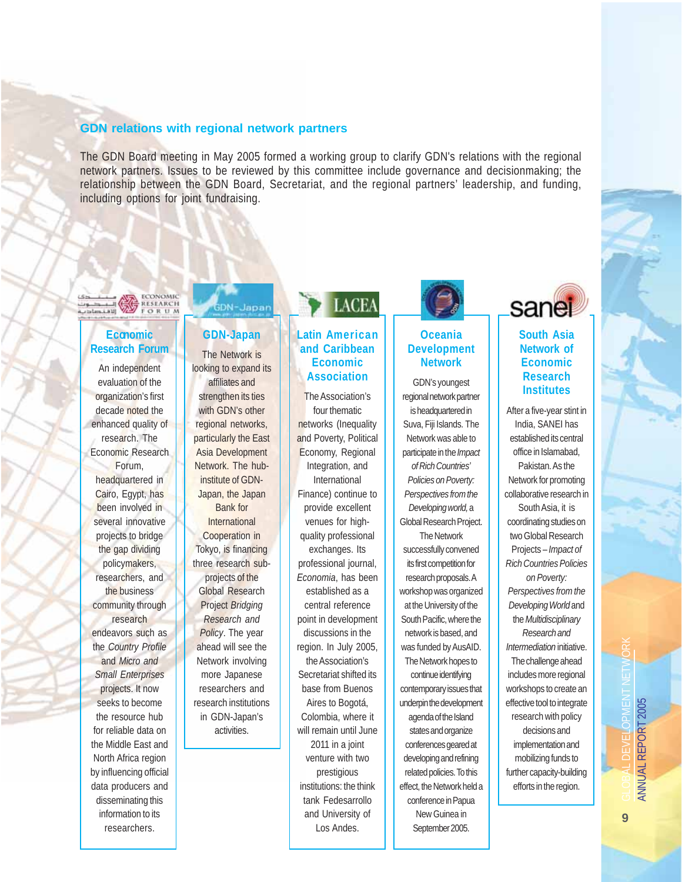## GDN relations with regional network partners

The GDN Board meeting in May 2005 formed a working group to clarify GDN's relations with the regional network partners. Issues to be reviewed by this committee include governance and decisionmaking; the relationship between the GDN Board, Secretariat, and the regional partners' leadership, and funding, including options for joint fundraising.

### Economic Research Forum

An independent evaluation of the organization's first decade noted the enhanced quality of research. The Economic Research Forum, headquartered in Cairo, Egypt, has been involved in several innovative projects to bridge the gap dividing policymakers, researchers, and the business community through research endeavors such as the *Country Profile* and *Micro and Small Enterprises* projects. It now seeks to become the resource hub for reliable data on the Middle East and North Africa region by influencing official data producers and disseminating this information to its researchers.

### GDN-Japan

The Network is looking to expand its affiliates and strengthen its ties with GDN's other regional networks, particularly the East Asia Development Network. The hub-institute of GDN-Japan, the Japan Bank for International Cooperation in Tokyo, is financing three research sub-projects of the Global Research Project *Bridging Research and Policy*. The year ahead will see the Network involving more Japanese researchers and research institutions in GDN-Japan's activities.

### Latin American and Caribbean Economic Association

The Association's four thematic networks (Inequality and Poverty, Political Economy, Regional Integration, and International Finance) continue to provide excellent venues for high-quality professional exchanges. Its professional journal, *Economia*, has been established as a central reference point in development discussions in the region. In July 2005, the Association's Secretariat shifted its base from Buenos Aires to Bogotá, Colombia, where it will remain until June 2011 in a joint venture with two prestigious institutions: the think tank Fedesarrollo and University of Los Andes.

### Oceania Development Network

GDN's youngest regional network partner is headquartered in Suva, Fiji Islands. The Network was able to participate in the *Impact of Rich Countries' Policies on Poverty: Perspectives from the Developing world,* a Global Research Project. The Network successfully convened its first competition for research proposals. A workshop was organized at the University of the South Pacific, where the network is based, and was funded by AusAID. The Network hopes to continue identifying contemporary issues that underpin the development agenda of the Island states and organize conferences geared at developing and refining related policies. To this effect, the Network held a conference in Papua New Guinea in September 2005.

### South Asia Network of Economic Research Institutes

After a five-year stint in India, SANEI has established its central office in Islamabad, Pakistan. As the Network for promoting collaborative research in South Asia, it is coordinating studies on two Global Research Projects – *Impact of Rich Countries Policies on Poverty: Perspectives from the Developing World* and the *Multidisciplinary Research and Intermediation* initiative. The challenge ahead includes more regional workshops to create an effective tool to integrate research with policy decisions and implementation and mobilizing funds to further capacity-building efforts in the region.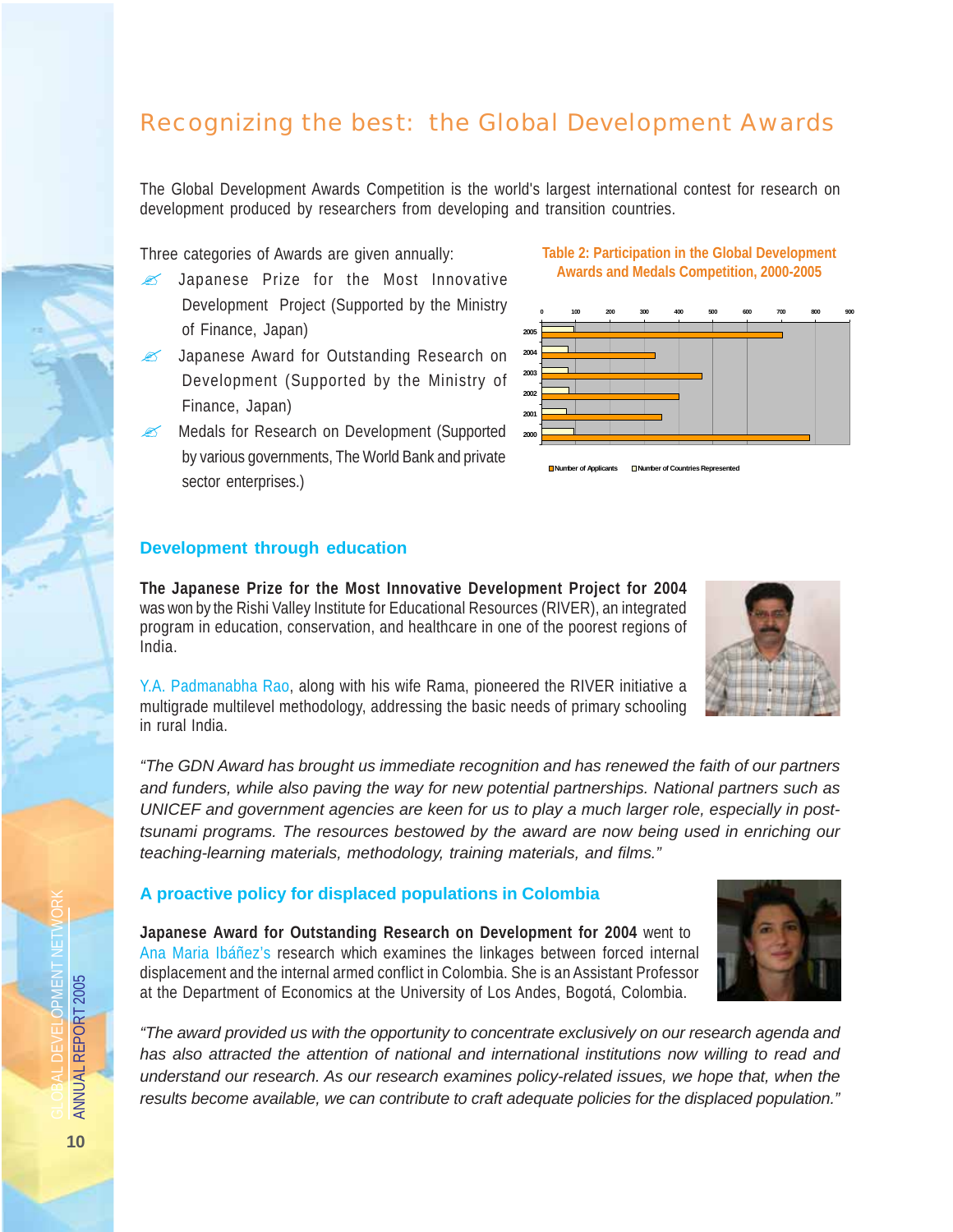## Recognizing the best: the Global Development Awards

The Global Development Awards Competition is the world's largest international contest for research on development produced by researchers from developing and transition countries.

Three categories of Awards are given annually:

- Japanese Prize for the Most Innovative Development Project (Supported by the Ministry of Finance, Japan)
- Japanese Award for Outstanding Research on Development (Supported by the Ministry of Finance, Japan)
- Medals for Research on Development (Supported by various governments, The World Bank and private sector enterprises.)

**Table 2: Participation in the Global Development Awards and Medals Competition, 2000-2005**

Number of Applicants / Number of Countries Represented

### Development through education

**The Japanese Prize for the Most Innovative Development Project for 2004** was won by the Rishi Valley Institute for Educational Resources (RIVER), an integrated program in education, conservation, and healthcare in one of the poorest regions of India.

Y.A. Padmanabha Rao, along with his wife Rama, pioneered the RIVER initiative a multigrade multilevel methodology, addressing the basic needs of primary schooling in rural India.

*"The GDN Award has brought us immediate recognition and has renewed the faith of our partners and funders, while also paving the way for new potential partnerships. National partners such as UNICEF and government agencies are keen for us to play a much larger role, especially in post-tsunami programs. The resources bestowed by the award are now being used in enriching our teaching-learning materials, methodology, training materials, and films."*

### A proactive policy for displaced populations in Colombia

**Japanese Award for Outstanding Research on Development for 2004** went to Ana Maria Ibáñez's research which examines the linkages between forced internal displacement and the internal armed conflict in Colombia. She is an Assistant Professor at the Department of Economics at the University of Los Andes, Bogotá, Colombia.

*"The award provided us with the opportunity to concentrate exclusively on our research agenda and has also attracted the attention of national and international institutions now willing to read and understand our research. As our research examines policy-related issues, we hope that, when the results become available, we can contribute to craft adequate policies for the displaced population."*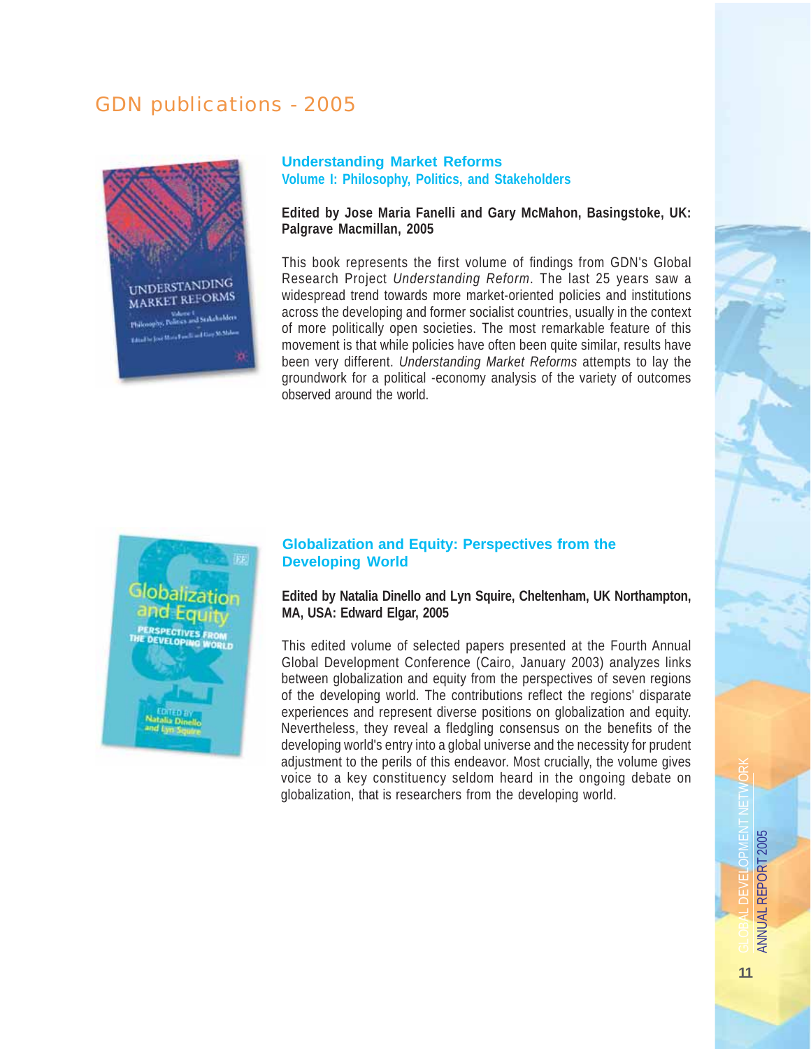# GDN publications - 2005

## Understanding Market Reforms
### Volume I: Philosophy, Politics, and Stakeholders

**Edited by Jose Maria Fanelli and Gary McMahon, Basingstoke, UK: Palgrave Macmillan, 2005**

This book represents the first volume of findings from GDN's Global Research Project *Understanding Reform*. The last 25 years saw a widespread trend towards more market-oriented policies and institutions across the developing and former socialist countries, usually in the context of more politically open societies. The most remarkable feature of this movement is that while policies have often been quite similar, results have been very different. *Understanding Market Reforms* attempts to lay the groundwork for a political -economy analysis of the variety of outcomes observed around the world.

## Globalization and Equity: Perspectives from the Developing World

**Edited by Natalia Dinello and Lyn Squire, Cheltenham, UK Northampton, MA, USA: Edward Elgar, 2005**

This edited volume of selected papers presented at the Fourth Annual Global Development Conference (Cairo, January 2003) analyzes links between globalization and equity from the perspectives of seven regions of the developing world. The contributions reflect the regions' disparate experiences and represent diverse positions on globalization and equity. Nevertheless, they reveal a fledgling consensus on the benefits of the developing world's entry into a global universe and the necessity for prudent adjustment to the perils of this endeavor. Most crucially, the volume gives voice to a key constituency seldom heard in the ongoing debate on globalization, that is researchers from the developing world.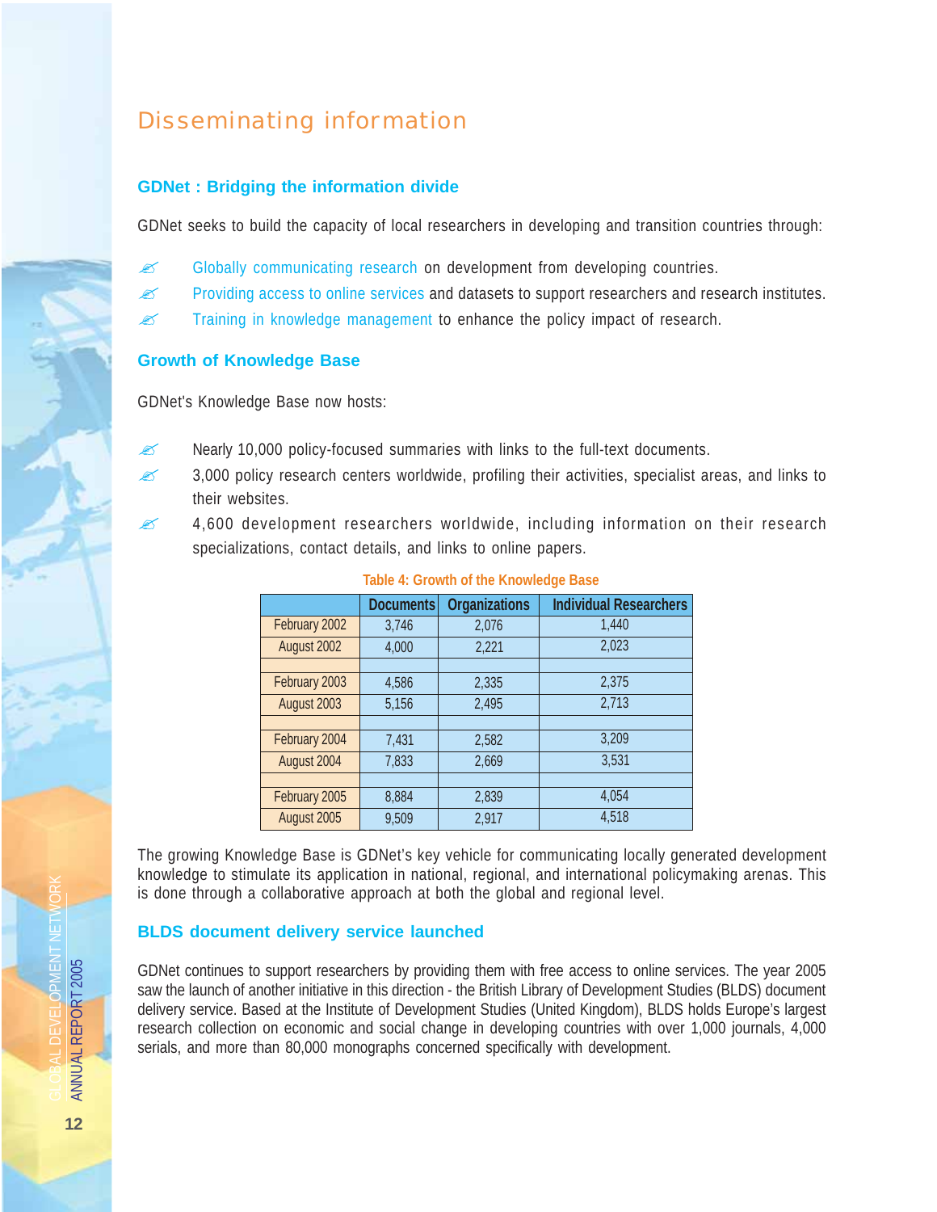# Disseminating information

## GDNet : Bridging the information divide

GDNet seeks to build the capacity of local researchers in developing and transition countries through:

- Globally communicating research on development from developing countries.
- Providing access to online services and datasets to support researchers and research institutes.
- Training in knowledge management to enhance the policy impact of research.

## Growth of Knowledge Base

GDNet's Knowledge Base now hosts:

- Nearly 10,000 policy-focused summaries with links to the full-text documents.
- 3,000 policy research centers worldwide, profiling their activities, specialist areas, and links to their websites.
- 4,600 development researchers worldwide, including information on their research specializations, contact details, and links to online papers.

Table 4: Growth of the Knowledge Base

| | Documents | Organizations | Individual Researchers |
|---|---|---|---|
| February 2002 | 3,746 | 2,076 | 1,440 |
| August 2002 | 4,000 | 2,221 | 2,023 |
| | | | |
| February 2003 | 4,586 | 2,335 | 2,375 |
| August 2003 | 5,156 | 2,495 | 2,713 |
| | | | |
| February 2004 | 7,431 | 2,582 | 3,209 |
| August 2004 | 7,833 | 2,669 | 3,531 |
| | | | |
| February 2005 | 8,884 | 2,839 | 4,054 |
| August 2005 | 9,509 | 2,917 | 4,518 |

The growing Knowledge Base is GDNet's key vehicle for communicating locally generated development knowledge to stimulate its application in national, regional, and international policymaking arenas. This is done through a collaborative approach at both the global and regional level.

## BLDS document delivery service launched

GDNet continues to support researchers by providing them with free access to online services. The year 2005 saw the launch of another initiative in this direction - the British Library of Development Studies (BLDS) document delivery service. Based at the Institute of Development Studies (United Kingdom), BLDS holds Europe's largest research collection on economic and social change in developing countries with over 1,000 journals, 4,000 serials, and more than 80,000 monographs concerned specifically with development.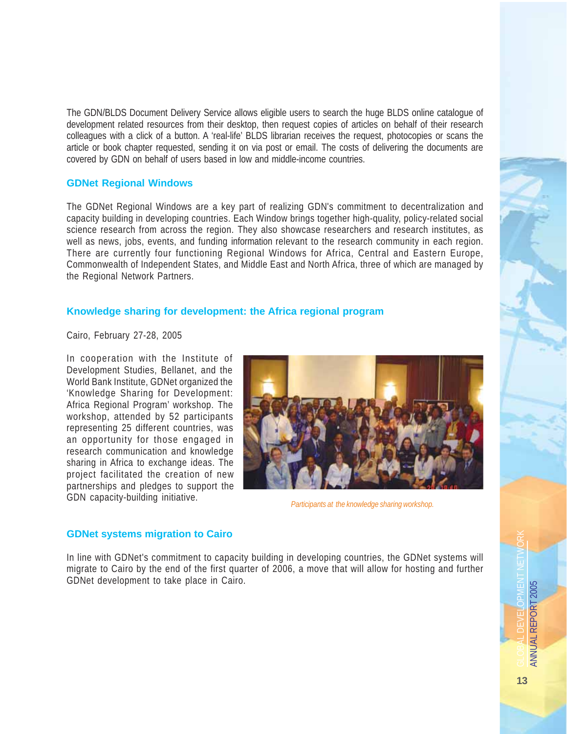The GDN/BLDS Document Delivery Service allows eligible users to search the huge BLDS online catalogue of development related resources from their desktop, then request copies of articles on behalf of their research colleagues with a click of a button. A 'real-life' BLDS librarian receives the request, photocopies or scans the article or book chapter requested, sending it on via post or email. The costs of delivering the documents are covered by GDN on behalf of users based in low and middle-income countries.

## GDNet Regional Windows

The GDNet Regional Windows are a key part of realizing GDN's commitment to decentralization and capacity building in developing countries. Each Window brings together high-quality, policy-related social science research from across the region. They also showcase researchers and research institutes, as well as news, jobs, events, and funding information relevant to the research community in each region. There are currently four functioning Regional Windows for Africa, Central and Eastern Europe, Commonwealth of Independent States, and Middle East and North Africa, three of which are managed by the Regional Network Partners.

## Knowledge sharing for development: the Africa regional program

Cairo, February 27-28, 2005

In cooperation with the Institute of Development Studies, Bellanet, and the World Bank Institute, GDNet organized the 'Knowledge Sharing for Development: Africa Regional Program' workshop. The workshop, attended by 52 participants representing 25 different countries, was an opportunity for those engaged in research communication and knowledge sharing in Africa to exchange ideas. The project facilitated the creation of new partnerships and pledges to support the GDN capacity-building initiative.

*Participants at the knowledge sharing workshop.*

## GDNet systems migration to Cairo

In line with GDNet's commitment to capacity building in developing countries, the GDNet systems will migrate to Cairo by the end of the first quarter of 2006, a move that will allow for hosting and further GDNet development to take place in Cairo.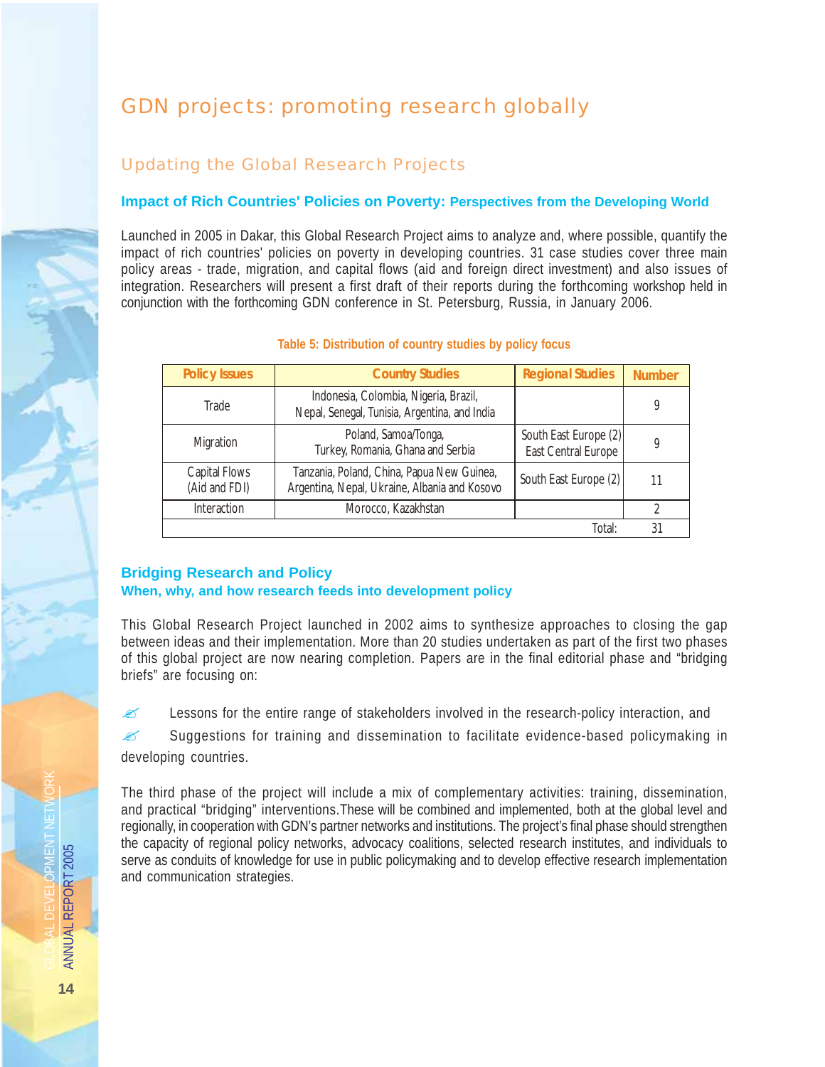# GDN projects: promoting research globally

## Updating the Global Research Projects

### Impact of Rich Countries' Policies on Poverty: Perspectives from the Developing World

Launched in 2005 in Dakar, this Global Research Project aims to analyze and, where possible, quantify the impact of rich countries' policies on poverty in developing countries. 31 case studies cover three main policy areas - trade, migration, and capital flows (aid and foreign direct investment) and also issues of integration. Researchers will present a first draft of their reports during the forthcoming workshop held in conjunction with the forthcoming GDN conference in St. Petersburg, Russia, in January 2006.

**Table 5: Distribution of country studies by policy focus**

| Policy Issues | Country Studies | Regional Studies | Number |
|---|---|---|---|
| Trade | Indonesia, Colombia, Nigeria, Brazil, Nepal, Senegal, Tunisia, Argentina, and India | | 9 |
| Migration | Poland, Samoa/Tonga, Turkey, Romania, Ghana and Serbia | South East Europe (2) East Central Europe | 9 |
| Capital Flows (Aid and FDI) | Tanzania, Poland, China, Papua New Guinea, Argentina, Nepal, Ukraine, Albania and Kosovo | South East Europe (2) | 11 |
| Interaction | Morocco, Kazakhstan | | 2 |
| | | Total: | 31 |

### Bridging Research and Policy

**When, why, and how research feeds into development policy**

This Global Research Project launched in 2002 aims to synthesize approaches to closing the gap between ideas and their implementation. More than 20 studies undertaken as part of the first two phases of this global project are now nearing completion. Papers are in the final editorial phase and “bridging briefs” are focusing on:

- Lessons for the entire range of stakeholders involved in the research-policy interaction, and
- Suggestions for training and dissemination to facilitate evidence-based policymaking in developing countries.

The third phase of the project will include a mix of complementary activities: training, dissemination, and practical “bridging” interventions.These will be combined and implemented, both at the global level and regionally, in cooperation with GDN's partner networks and institutions. The project's final phase should strengthen the capacity of regional policy networks, advocacy coalitions, selected research institutes, and individuals to serve as conduits of knowledge for use in public policymaking and to develop effective research implementation and communication strategies.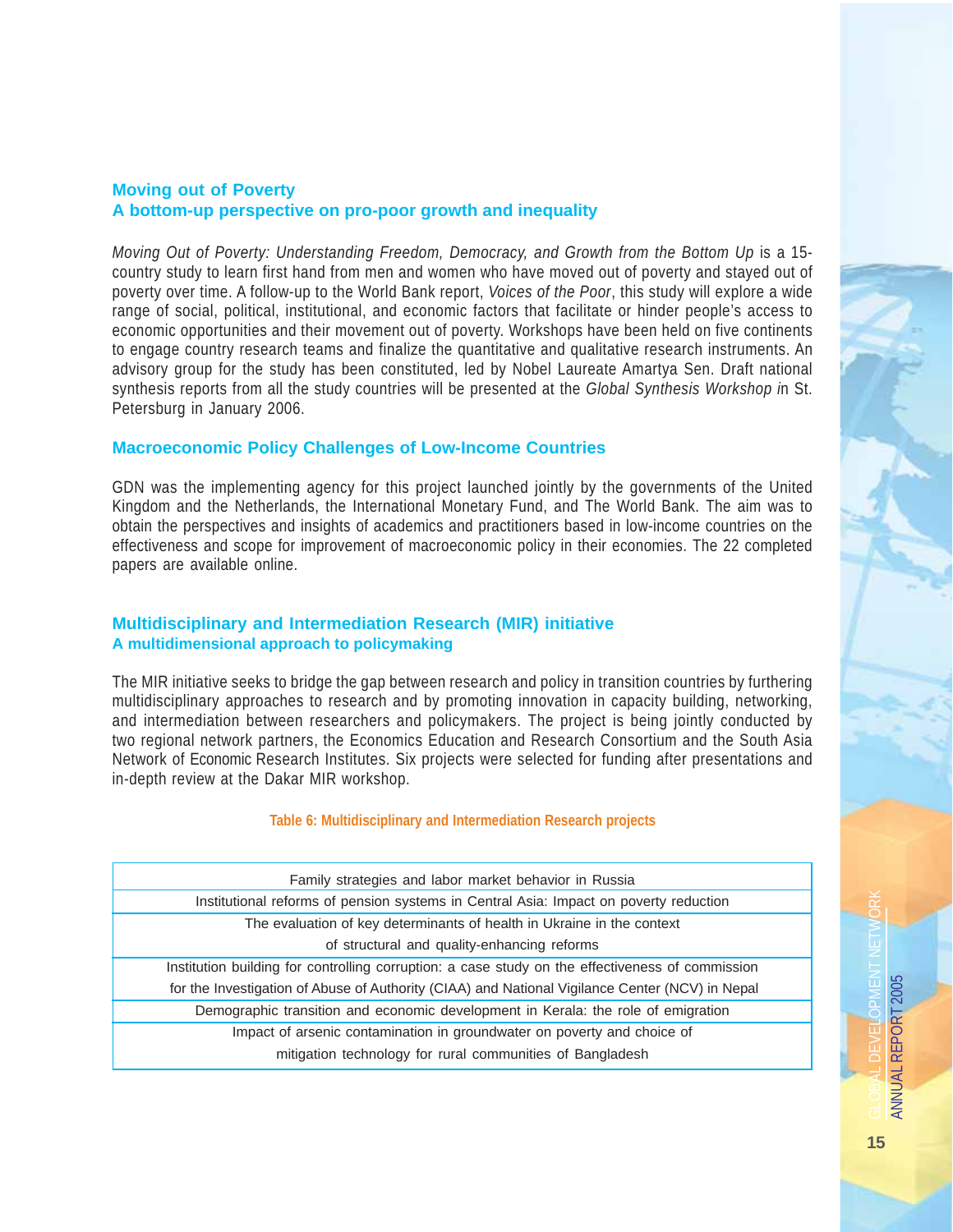## Moving out of Poverty
### A bottom-up perspective on pro-poor growth and inequality

*Moving Out of Poverty: Understanding Freedom, Democracy, and Growth from the Bottom Up* is a 15-country study to learn first hand from men and women who have moved out of poverty and stayed out of poverty over time. A follow-up to the World Bank report, *Voices of the Poor*, this study will explore a wide range of social, political, institutional, and economic factors that facilitate or hinder people's access to economic opportunities and their movement out of poverty. Workshops have been held on five continents to engage country research teams and finalize the quantitative and qualitative research instruments. An advisory group for the study has been constituted, led by Nobel Laureate Amartya Sen. Draft national synthesis reports from all the study countries will be presented at the *Global Synthesis Workshop i*n St. Petersburg in January 2006.

## Macroeconomic Policy Challenges of Low-Income Countries

GDN was the implementing agency for this project launched jointly by the governments of the United Kingdom and the Netherlands, the International Monetary Fund, and The World Bank. The aim was to obtain the perspectives and insights of academics and practitioners based in low-income countries on the effectiveness and scope for improvement of macroeconomic policy in their economies. The 22 completed papers are available online.

## Multidisciplinary and Intermediation Research (MIR) initiative
### A multidimensional approach to policymaking

The MIR initiative seeks to bridge the gap between research and policy in transition countries by furthering multidisciplinary approaches to research and by promoting innovation in capacity building, networking, and intermediation between researchers and policymakers. The project is being jointly conducted by two regional network partners, the Economics Education and Research Consortium and the South Asia Network of Economic Research Institutes. Six projects were selected for funding after presentations and in-depth review at the Dakar MIR workshop.

**Table 6: Multidisciplinary and Intermediation Research projects**

| Project |
|---|
| Family strategies and labor market behavior in Russia |
| Institutional reforms of pension systems in Central Asia: Impact on poverty reduction |
| The evaluation of key determinants of health in Ukraine in the context of structural and quality-enhancing reforms |
| Institution building for controlling corruption: a case study on the effectiveness of commission for the Investigation of Abuse of Authority (CIAA) and National Vigilance Center (NCV) in Nepal |
| Demographic transition and economic development in Kerala: the role of emigration |
| Impact of arsenic contamination in groundwater on poverty and choice of mitigation technology for rural communities of Bangladesh |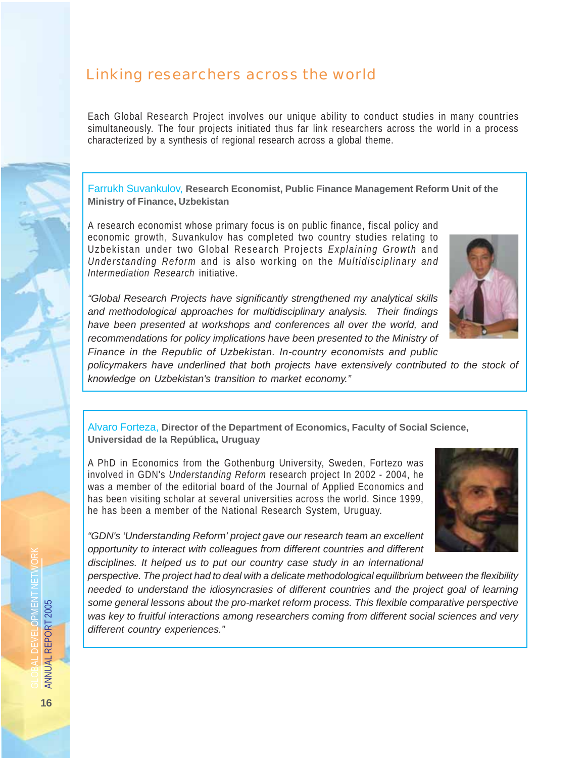## Linking researchers across the world

Each Global Research Project involves our unique ability to conduct studies in many countries simultaneously. The four projects initiated thus far link researchers across the world in a process characterized by a synthesis of regional research across a global theme.

Farrukh Suvankulov, **Research Economist, Public Finance Management Reform Unit of the Ministry of Finance, Uzbekistan**

A research economist whose primary focus is on public finance, fiscal policy and economic growth, Suvankulov has completed two country studies relating to Uzbekistan under two Global Research Projects *Explaining Growth* and *Understanding Reform* and is also working on the *Multidisciplinary and Intermediation Research* initiative.

*"Global Research Projects have significantly strengthened my analytical skills and methodological approaches for multidisciplinary analysis. Their findings have been presented at workshops and conferences all over the world, and recommendations for policy implications have been presented to the Ministry of Finance in the Republic of Uzbekistan. In-country economists and public policymakers have underlined that both projects have extensively contributed to the stock of knowledge on Uzbekistan's transition to market economy."*

Alvaro Forteza, **Director of the Department of Economics, Faculty of Social Science, Universidad de la República, Uruguay**

A PhD in Economics from the Gothenburg University, Sweden, Fortezo was involved in GDN's *Understanding Reform* research project In 2002 - 2004, he was a member of the editorial board of the Journal of Applied Economics and has been visiting scholar at several universities across the world. Since 1999, he has been a member of the National Research System, Uruguay.

*"GDN's 'Understanding Reform' project gave our research team an excellent opportunity to interact with colleagues from different countries and different disciplines. It helped us to put our country case study in an international perspective. The project had to deal with a delicate methodological equilibrium between the flexibility needed to understand the idiosyncrasies of different countries and the project goal of learning some general lessons about the pro-market reform process. This flexible comparative perspective was key to fruitful interactions among researchers coming from different social sciences and very different country experiences."*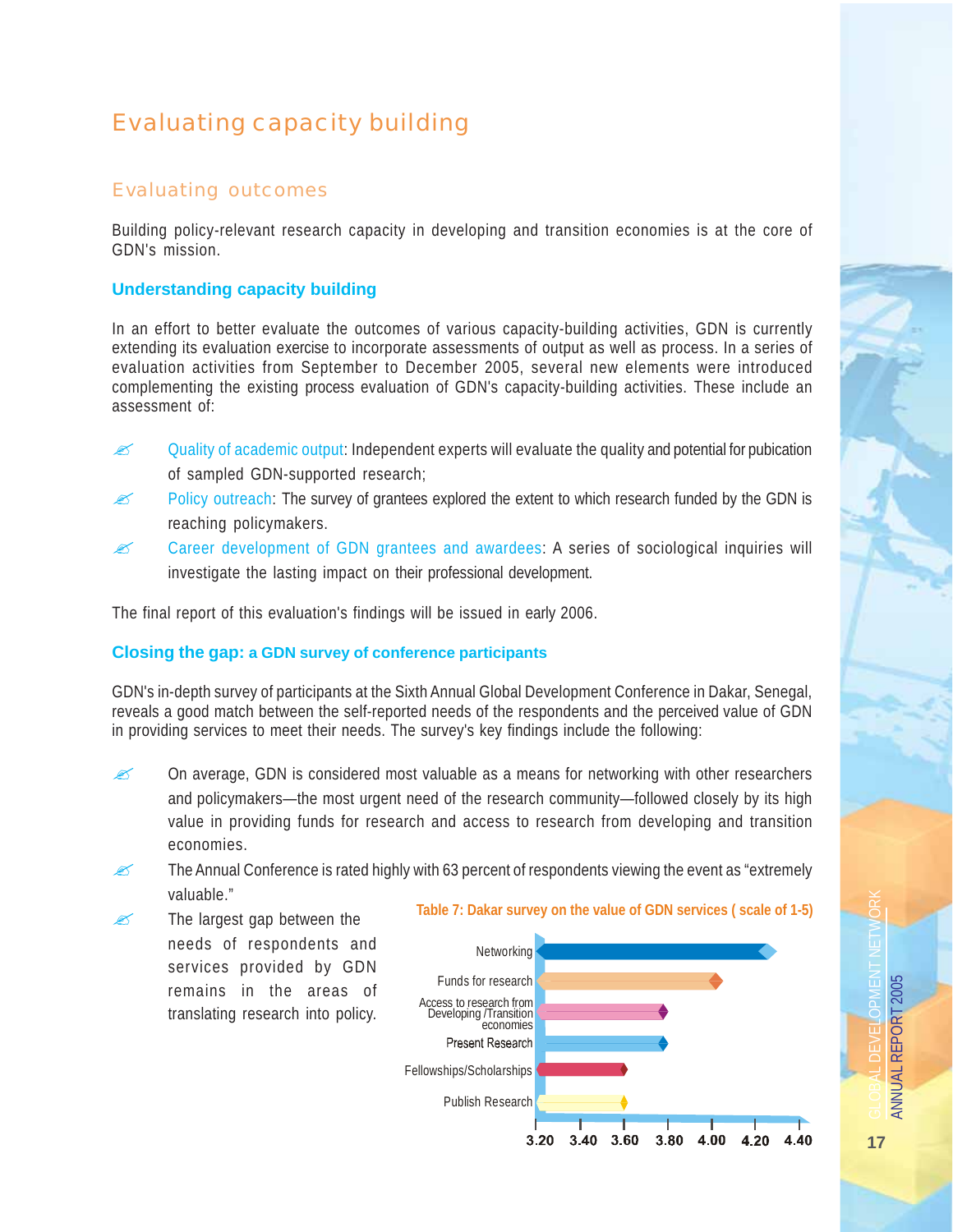# Evaluating capacity building

## Evaluating outcomes

Building policy-relevant research capacity in developing and transition economies is at the core of GDN's mission.

### Understanding capacity building

In an effort to better evaluate the outcomes of various capacity-building activities, GDN is currently extending its evaluation exercise to incorporate assessments of output as well as process. In a series of evaluation activities from September to December 2005, several new elements were introduced complementing the existing process evaluation of GDN's capacity-building activities. These include an assessment of:

- Quality of academic output: Independent experts will evaluate the quality and potential for pubication of sampled GDN-supported research;
- Policy outreach: The survey of grantees explored the extent to which research funded by the GDN is reaching policymakers.
- Career development of GDN grantees and awardees: A series of sociological inquiries will investigate the lasting impact on their professional development.

The final report of this evaluation's findings will be issued in early 2006.

### Closing the gap: a GDN survey of conference participants

GDN's in-depth survey of participants at the Sixth Annual Global Development Conference in Dakar, Senegal, reveals a good match between the self-reported needs of the respondents and the perceived value of GDN in providing services to meet their needs. The survey's key findings include the following:

- On average, GDN is considered most valuable as a means for networking with other researchers and policymakers—the most urgent need of the research community—followed closely by its high value in providing funds for research and access to research from developing and transition economies.
- The Annual Conference is rated highly with 63 percent of respondents viewing the event as "extremely valuable."
- The largest gap between the needs of respondents and services provided by GDN remains in the areas of translating research into policy.

**Table 7: Dakar survey on the value of GDN services ( scale of 1-5)**

| Service | Approximate value |
|---|---|
| Networking | 4.30 |
| Funds for research | 4.04 |
| Access to research from Developing /Transition economies | 3.80 |
| Present Research | 3.80 |
| Fellowships/Scholarships | 3.60 |
| Publish Research | 3.60 |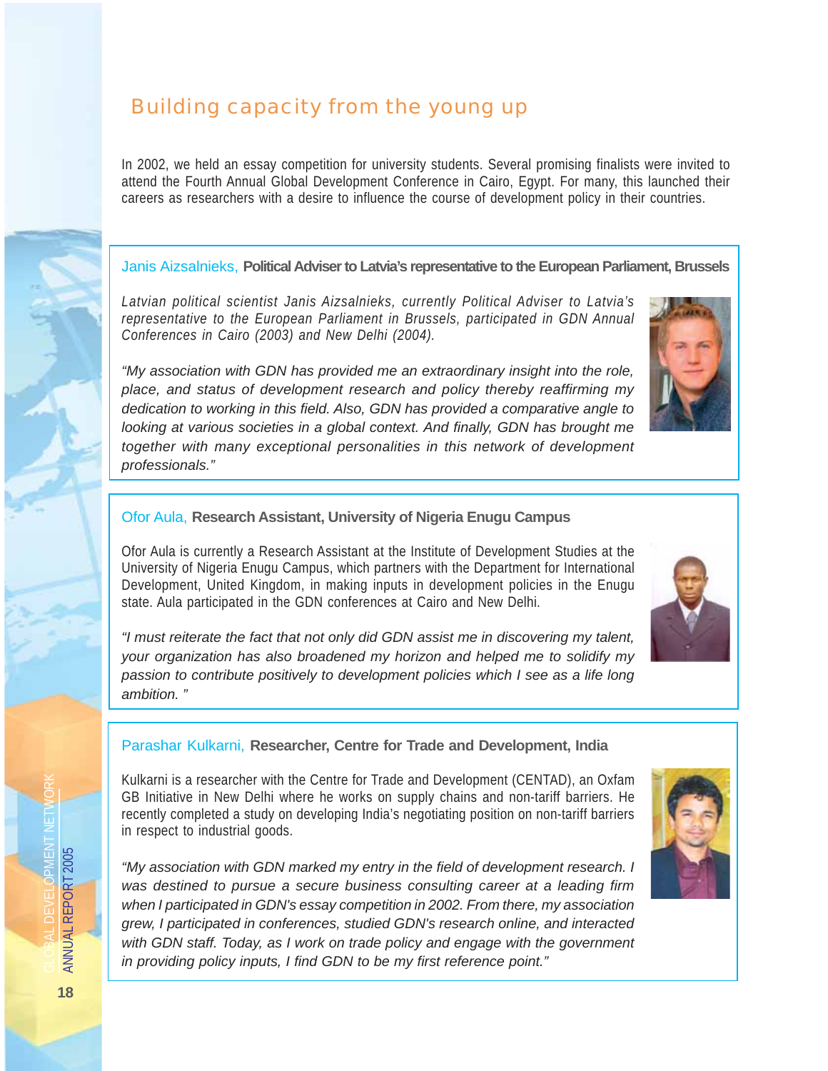## Building capacity from the young up

In 2002, we held an essay competition for university students. Several promising finalists were invited to attend the Fourth Annual Global Development Conference in Cairo, Egypt. For many, this launched their careers as researchers with a desire to influence the course of development policy in their countries.

### Janis Aizsalnieks, **Political Adviser to Latvia's representative to the European Parliament, Brussels**

*Latvian political scientist Janis Aizsalnieks, currently Political Adviser to Latvia's representative to the European Parliament in Brussels, participated in GDN Annual Conferences in Cairo (2003) and New Delhi (2004).*

*"My association with GDN has provided me an extraordinary insight into the role, place, and status of development research and policy thereby reaffirming my dedication to working in this field. Also, GDN has provided a comparative angle to looking at various societies in a global context. And finally, GDN has brought me together with many exceptional personalities in this network of development professionals."*

### Ofor Aula, **Research Assistant, University of Nigeria Enugu Campus**

Ofor Aula is currently a Research Assistant at the Institute of Development Studies at the University of Nigeria Enugu Campus, which partners with the Department for International Development, United Kingdom, in making inputs in development policies in the Enugu state. Aula participated in the GDN conferences at Cairo and New Delhi.

*"I must reiterate the fact that not only did GDN assist me in discovering my talent, your organization has also broadened my horizon and helped me to solidify my passion to contribute positively to development policies which I see as a life long ambition. "*

### Parashar Kulkarni, **Researcher, Centre for Trade and Development, India**

Kulkarni is a researcher with the Centre for Trade and Development (CENTAD), an Oxfam GB Initiative in New Delhi where he works on supply chains and non-tariff barriers. He recently completed a study on developing India's negotiating position on non-tariff barriers in respect to industrial goods.

*"My association with GDN marked my entry in the field of development research. I was destined to pursue a secure business consulting career at a leading firm when I participated in GDN's essay competition in 2002. From there, my association grew, I participated in conferences, studied GDN's research online, and interacted with GDN staff. Today, as I work on trade policy and engage with the government in providing policy inputs, I find GDN to be my first reference point."*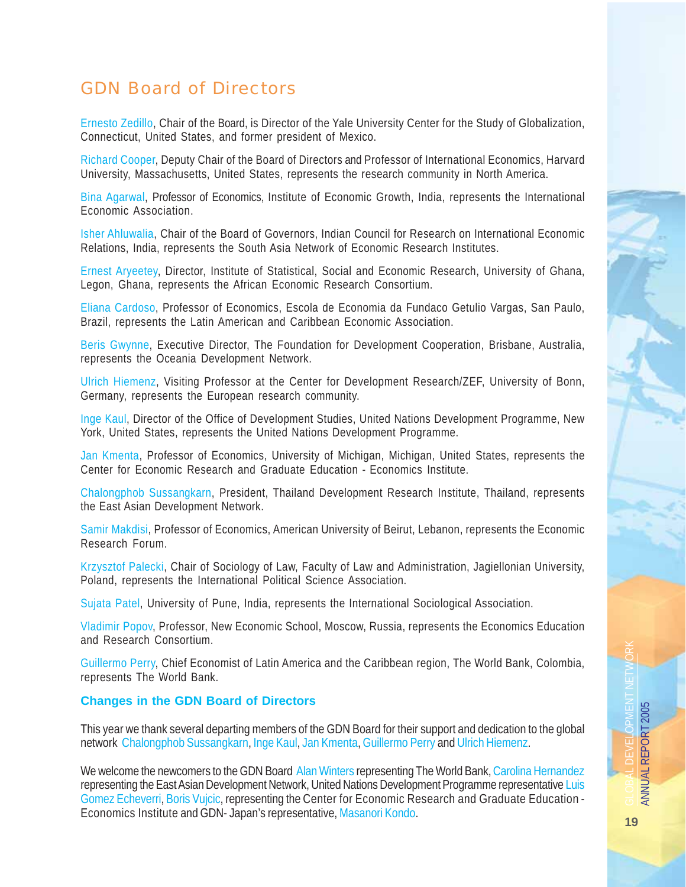# GDN Board of Directors

Ernesto Zedillo, Chair of the Board, is Director of the Yale University Center for the Study of Globalization, Connecticut, United States, and former president of Mexico.

Richard Cooper, Deputy Chair of the Board of Directors and Professor of International Economics, Harvard University, Massachusetts, United States, represents the research community in North America.

Bina Agarwal, Professor of Economics, Institute of Economic Growth, India, represents the International Economic Association.

Isher Ahluwalia, Chair of the Board of Governors, Indian Council for Research on International Economic Relations, India, represents the South Asia Network of Economic Research Institutes.

Ernest Aryeetey, Director, Institute of Statistical, Social and Economic Research, University of Ghana, Legon, Ghana, represents the African Economic Research Consortium.

Eliana Cardoso, Professor of Economics, Escola de Economia da Fundaco Getulio Vargas, San Paulo, Brazil, represents the Latin American and Caribbean Economic Association.

Beris Gwynne, Executive Director, The Foundation for Development Cooperation, Brisbane, Australia, represents the Oceania Development Network.

Ulrich Hiemenz, Visiting Professor at the Center for Development Research/ZEF, University of Bonn, Germany, represents the European research community.

Inge Kaul, Director of the Office of Development Studies, United Nations Development Programme, New York, United States, represents the United Nations Development Programme.

Jan Kmenta, Professor of Economics, University of Michigan, Michigan, United States, represents the Center for Economic Research and Graduate Education - Economics Institute.

Chalongphob Sussangkarn, President, Thailand Development Research Institute, Thailand, represents the East Asian Development Network.

Samir Makdisi, Professor of Economics, American University of Beirut, Lebanon, represents the Economic Research Forum.

Krzysztof Palecki, Chair of Sociology of Law, Faculty of Law and Administration, Jagiellonian University, Poland, represents the International Political Science Association.

Sujata Patel, University of Pune, India, represents the International Sociological Association.

Vladimir Popov, Professor, New Economic School, Moscow, Russia, represents the Economics Education and Research Consortium.

Guillermo Perry, Chief Economist of Latin America and the Caribbean region, The World Bank, Colombia, represents The World Bank.

### Changes in the GDN Board of Directors

This year we thank several departing members of the GDN Board for their support and dedication to the global network Chalongphob Sussangkarn, Inge Kaul, Jan Kmenta, Guillermo Perry and Ulrich Hiemenz.

We welcome the newcomers to the GDN Board Alan Winters representing The World Bank, Carolina Hernandez representing the East Asian Development Network, United Nations Development Programme representative Luis Gomez Echeverri, Boris Vujcic, representing the Center for Economic Research and Graduate Education - Economics Institute and GDN- Japan's representative, Masanori Kondo.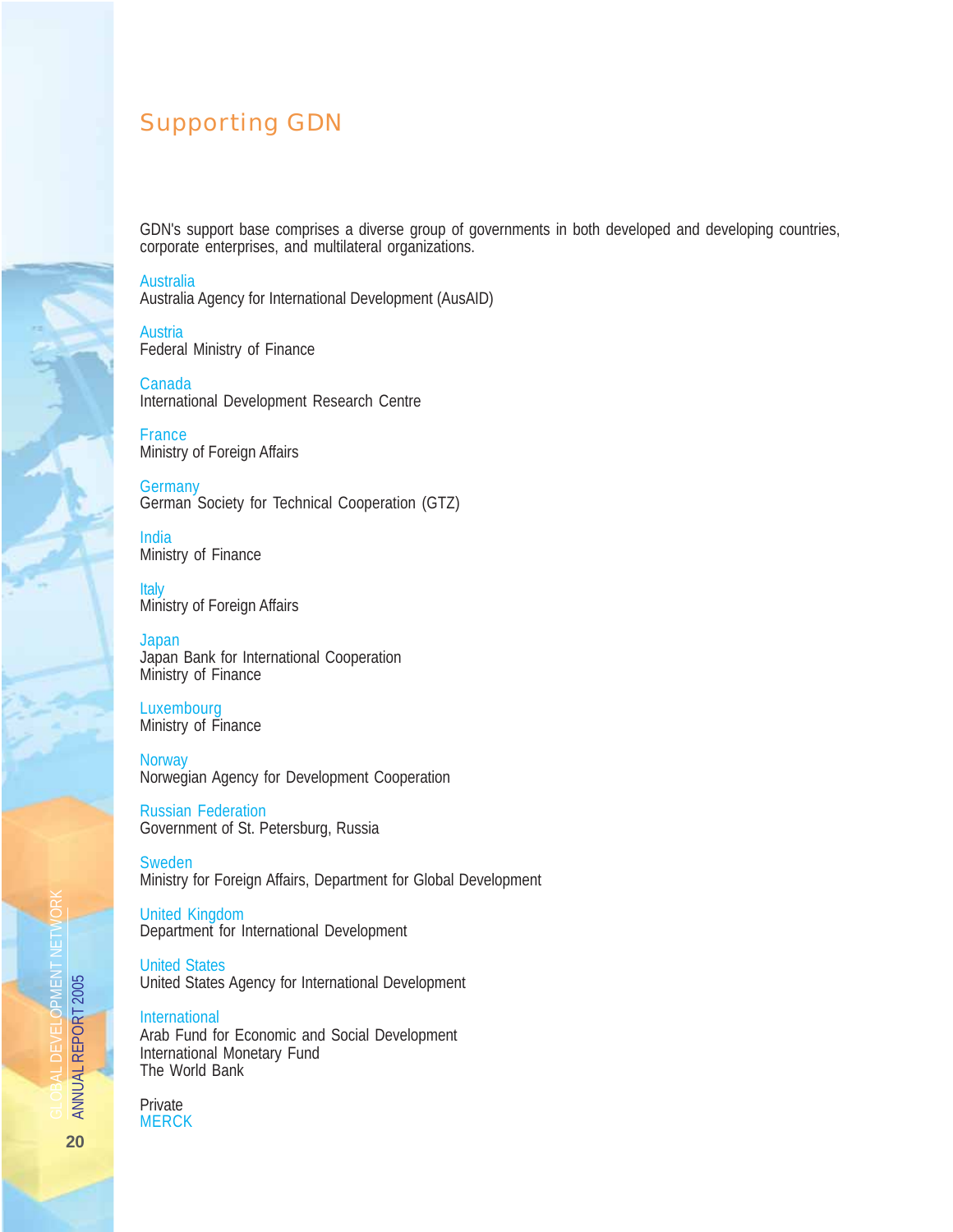# Supporting GDN

GDN's support base comprises a diverse group of governments in both developed and developing countries, corporate enterprises, and multilateral organizations.

Australia
Australia Agency for International Development (AusAID)

Austria
Federal Ministry of Finance

Canada
International Development Research Centre

France
Ministry of Foreign Affairs

Germany
German Society for Technical Cooperation (GTZ)

India
Ministry of Finance

Italy
Ministry of Foreign Affairs

Japan
Japan Bank for International Cooperation
Ministry of Finance

Luxembourg
Ministry of Finance

Norway
Norwegian Agency for Development Cooperation

Russian Federation
Government of St. Petersburg, Russia

Sweden
Ministry for Foreign Affairs, Department for Global Development

United Kingdom
Department for International Development

United States
United States Agency for International Development

International
Arab Fund for Economic and Social Development
International Monetary Fund
The World Bank

Private
MERCK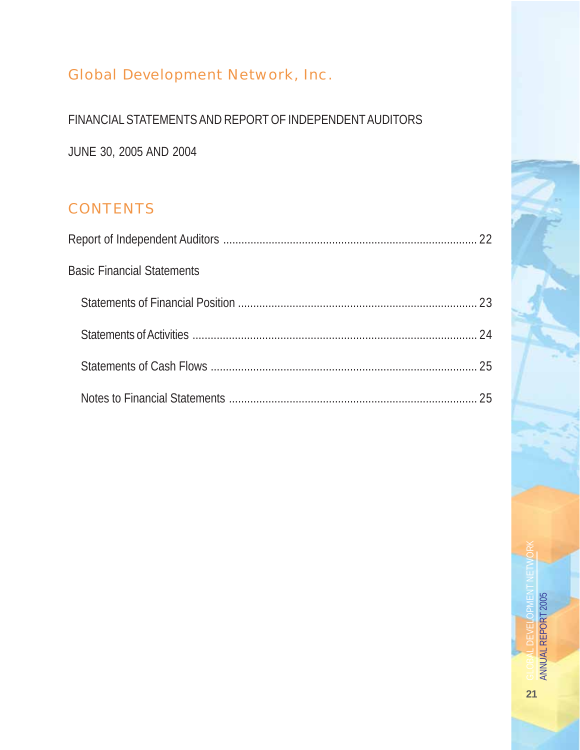# Global Development Network, Inc.

FINANCIAL STATEMENTS AND REPORT OF INDEPENDENT AUDITORS

JUNE 30, 2005 AND 2004

## CONTENTS

Report of Independent Auditors .......... 22

Basic Financial Statements

- Statements of Financial Position .......... 23
- Statements of Activities .......... 24
- Statements of Cash Flows .......... 25
- Notes to Financial Statements .......... 25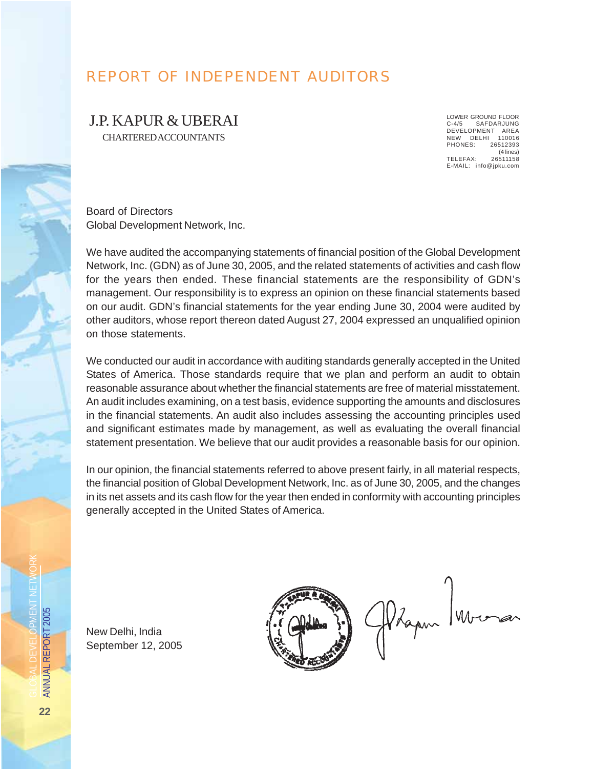# REPORT OF INDEPENDENT AUDITORS

**J.P. KAPUR & UBERAI**
CHARTERED ACCOUNTANTS

LOWER GROUND FLOOR
C-4/5 SAFDARJUNG
DEVELOPMENT AREA
NEW DELHI 110016
PHONES: 26512393
(4 lines)
TELEFAX: 26511158
E-MAIL: info@jpku.com

Board of Directors
Global Development Network, Inc.

We have audited the accompanying statements of financial position of the Global Development Network, Inc. (GDN) as of June 30, 2005, and the related statements of activities and cash flow for the years then ended. These financial statements are the responsibility of GDN's management. Our responsibility is to express an opinion on these financial statements based on our audit. GDN's financial statements for the year ending June 30, 2004 were audited by other auditors, whose report thereon dated August 27, 2004 expressed an unqualified opinion on those statements.

We conducted our audit in accordance with auditing standards generally accepted in the United States of America. Those standards require that we plan and perform an audit to obtain reasonable assurance about whether the financial statements are free of material misstatement. An audit includes examining, on a test basis, evidence supporting the amounts and disclosures in the financial statements. An audit also includes assessing the accounting principles used and significant estimates made by management, as well as evaluating the overall financial statement presentation. We believe that our audit provides a reasonable basis for our opinion.

In our opinion, the financial statements referred to above present fairly, in all material respects, the financial position of Global Development Network, Inc. as of June 30, 2005, and the changes in its net assets and its cash flow for the year then ended in conformity with accounting principles generally accepted in the United States of America.

New Delhi, India
September 12, 2005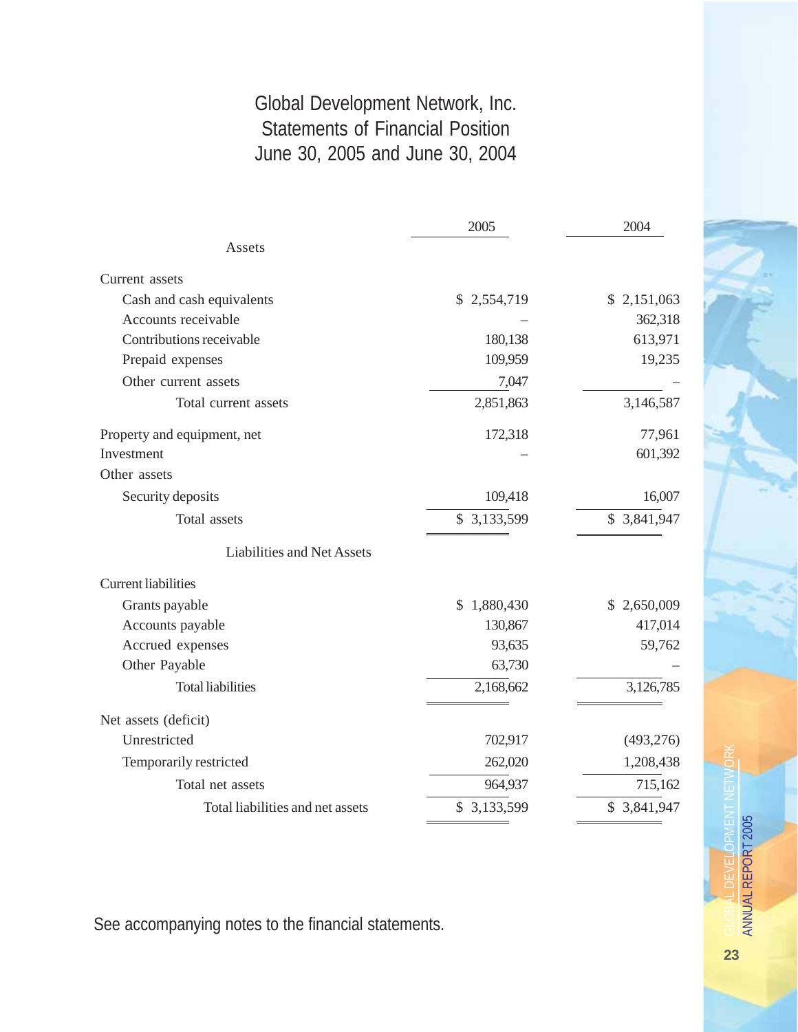# Global Development Network, Inc.
## Statements of Financial Position
## June 30, 2005 and June 30, 2004

| | 2005 | 2004 |
|---|---|---|
| **Assets** | | |
| Current assets | | |
| Cash and cash equivalents | $ 2,554,719 | $ 2,151,063 |
| Accounts receivable | – | 362,318 |
| Contributions receivable | 180,138 | 613,971 |
| Prepaid expenses | 109,959 | 19,235 |
| Other current assets | 7,047 | – |
| Total current assets | 2,851,863 | 3,146,587 |
| Property and equipment, net | 172,318 | 77,961 |
| Investment | – | 601,392 |
| Other assets | | |
| Security deposits | 109,418 | 16,007 |
| Total assets | $ 3,133,599 | $ 3,841,947 |
| **Liabilities and Net Assets** | | |
| Current liabilities | | |
| Grants payable | $ 1,880,430 | $ 2,650,009 |
| Accounts payable | 130,867 | 417,014 |
| Accrued expenses | 93,635 | 59,762 |
| Other Payable | 63,730 | – |
| Total liabilities | 2,168,662 | 3,126,785 |
| Net assets (deficit) | | |
| Unrestricted | 702,917 | (493,276) |
| Temporarily restricted | 262,020 | 1,208,438 |
| Total net assets | 964,937 | 715,162 |
| Total liabilities and net assets | $ 3,133,599 | $ 3,841,947 |

See accompanying notes to the financial statements.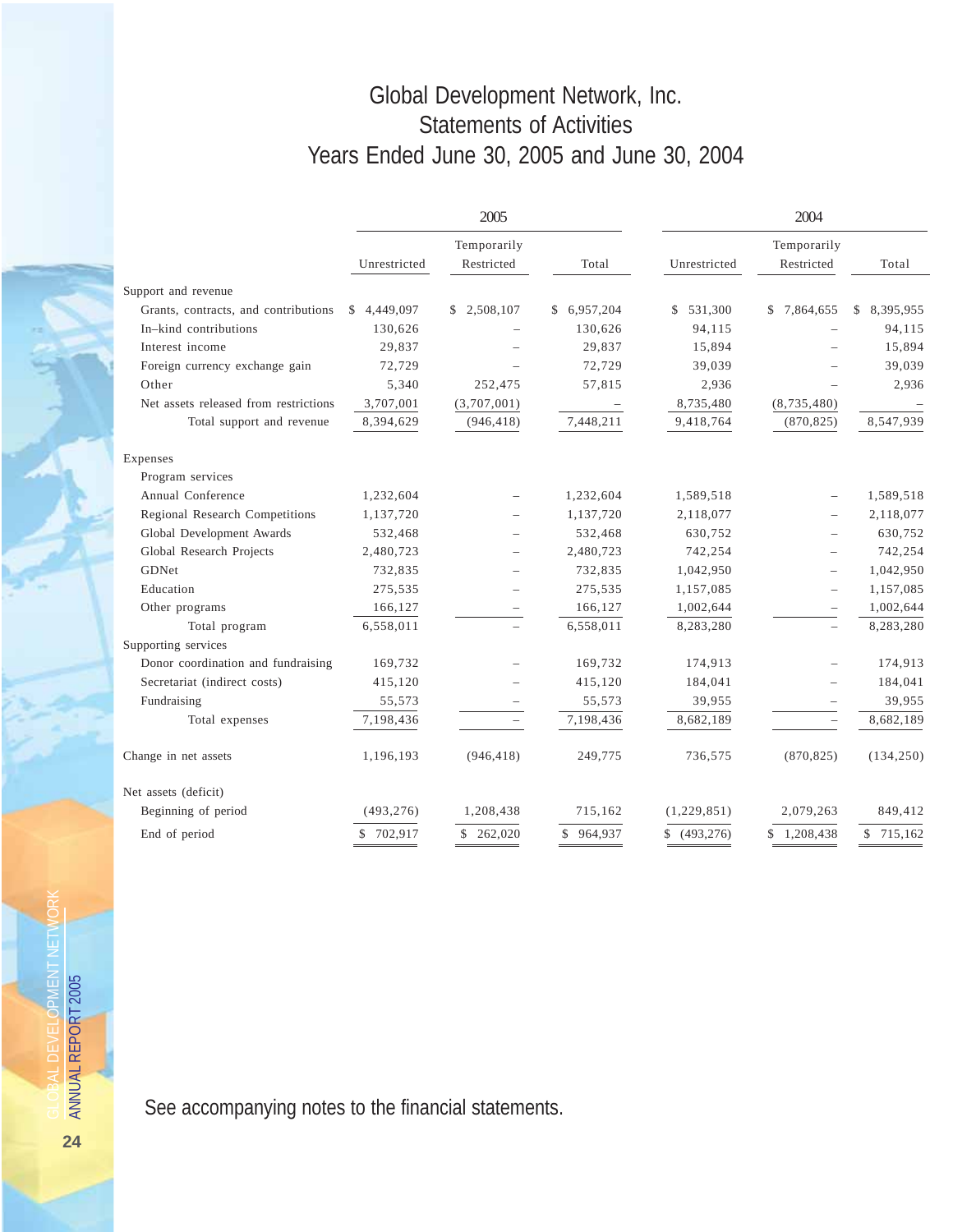# Global Development Network, Inc.
## Statements of Activities
## Years Ended June 30, 2005 and June 30, 2004

| | 2005 | | | 2004 | | |
|---|---|---|---|---|---|---|
| | Unrestricted | Temporarily Restricted | Total | Unrestricted | Temporarily Restricted | Total |
| **Support and revenue** | | | | | | |
| Grants, contracts, and contributions | $ 4,449,097 | $ 2,508,107 | $ 6,957,204 | $ 531,300 | $ 7,864,655 | $ 8,395,955 |
| In–kind contributions | 130,626 | – | 130,626 | 94,115 | – | 94,115 |
| Interest income | 29,837 | – | 29,837 | 15,894 | – | 15,894 |
| Foreign currency exchange gain | 72,729 | – | 72,729 | 39,039 | – | 39,039 |
| Other | 5,340 | 252,475 | 57,815 | 2,936 | – | 2,936 |
| Net assets released from restrictions | 3,707,001 | (3,707,001) | – | 8,735,480 | (8,735,480) | – |
| Total support and revenue | 8,394,629 | (946,418) | 7,448,211 | 9,418,764 | (870,825) | 8,547,939 |
| **Expenses** | | | | | | |
| Program services | | | | | | |
| Annual Conference | 1,232,604 | – | 1,232,604 | 1,589,518 | – | 1,589,518 |
| Regional Research Competitions | 1,137,720 | – | 1,137,720 | 2,118,077 | – | 2,118,077 |
| Global Development Awards | 532,468 | – | 532,468 | 630,752 | – | 630,752 |
| Global Research Projects | 2,480,723 | – | 2,480,723 | 742,254 | – | 742,254 |
| GDNet | 732,835 | – | 732,835 | 1,042,950 | – | 1,042,950 |
| Education | 275,535 | – | 275,535 | 1,157,085 | – | 1,157,085 |
| Other programs | 166,127 | – | 166,127 | 1,002,644 | – | 1,002,644 |
| Total program | 6,558,011 | – | 6,558,011 | 8,283,280 | – | 8,283,280 |
| Supporting services | | | | | | |
| Donor coordination and fundraising | 169,732 | – | 169,732 | 174,913 | – | 174,913 |
| Secretariat (indirect costs) | 415,120 | – | 415,120 | 184,041 | – | 184,041 |
| Fundraising | 55,573 | – | 55,573 | 39,955 | – | 39,955 |
| Total expenses | 7,198,436 | – | 7,198,436 | 8,682,189 | – | 8,682,189 |
| Change in net assets | 1,196,193 | (946,418) | 249,775 | 736,575 | (870,825) | (134,250) |
| **Net assets (deficit)** | | | | | | |
| Beginning of period | (493,276) | 1,208,438 | 715,162 | (1,229,851) | 2,079,263 | 849,412 |
| End of period | $ 702,917 | $ 262,020 | $ 964,937 | $ (493,276) | $ 1,208,438 | $ 715,162 |

See accompanying notes to the financial statements.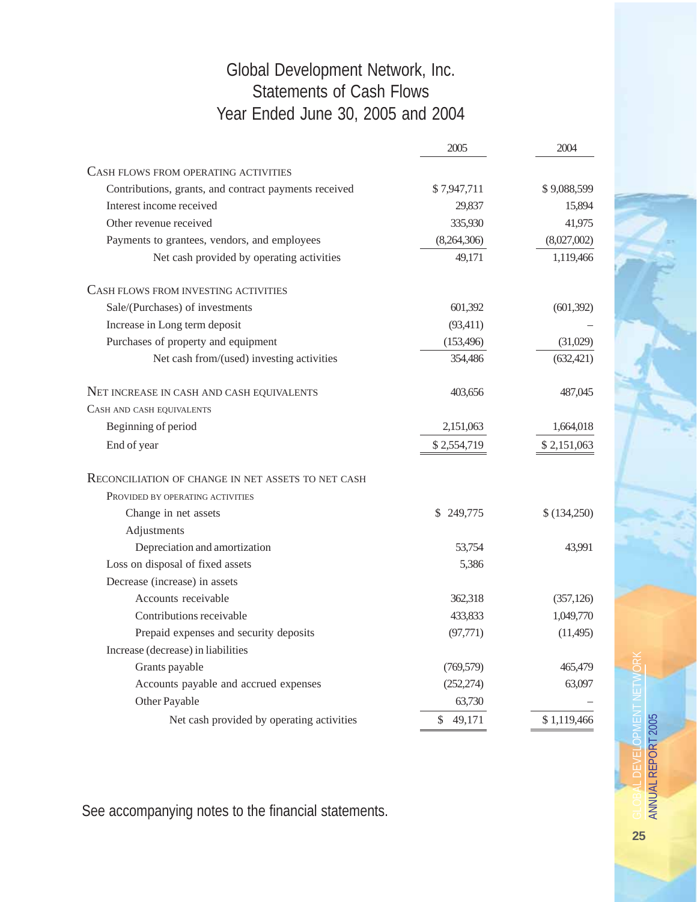# Global Development Network, Inc.
## Statements of Cash Flows
## Year Ended June 30, 2005 and 2004

| | 2005 | 2004 |
|---|---|---|
| **CASH FLOWS FROM OPERATING ACTIVITIES** | | |
| Contributions, grants, and contract payments received | $ 7,947,711 | $ 9,088,599 |
| Interest income received | 29,837 | 15,894 |
| Other revenue received | 335,930 | 41,975 |
| Payments to grantees, vendors, and employees | (8,264,306) | (8,027,002) |
| Net cash provided by operating activities | 49,171 | 1,119,466 |
| **CASH FLOWS FROM INVESTING ACTIVITIES** | | |
| Sale/(Purchases) of investments | 601,392 | (601,392) |
| Increase in Long term deposit | (93,411) | – |
| Purchases of property and equipment | (153,496) | (31,029) |
| Net cash from/(used) investing activities | 354,486 | (632,421) |
| **NET INCREASE IN CASH AND CASH EQUIVALENTS** | 403,656 | 487,045 |
| **CASH AND CASH EQUIVALENTS** | | |
| Beginning of period | 2,151,063 | 1,664,018 |
| End of year | $ 2,554,719 | $ 2,151,063 |
| **RECONCILIATION OF CHANGE IN NET ASSETS TO NET CASH PROVIDED BY OPERATING ACTIVITIES** | | |
| Change in net assets | $ 249,775 | $ (134,250) |
| Adjustments | | |
| Depreciation and amortization | 53,754 | 43,991 |
| Loss on disposal of fixed assets | 5,386 | |
| Decrease (increase) in assets | | |
| Accounts receivable | 362,318 | (357,126) |
| Contributions receivable | 433,833 | 1,049,770 |
| Prepaid expenses and security deposits | (97,771) | (11,495) |
| Increase (decrease) in liabilities | | |
| Grants payable | (769,579) | 465,479 |
| Accounts payable and accrued expenses | (252,274) | 63,097 |
| Other Payable | 63,730 | – |
| Net cash provided by operating activities | $ 49,171 | $ 1,119,466 |

See accompanying notes to the financial statements.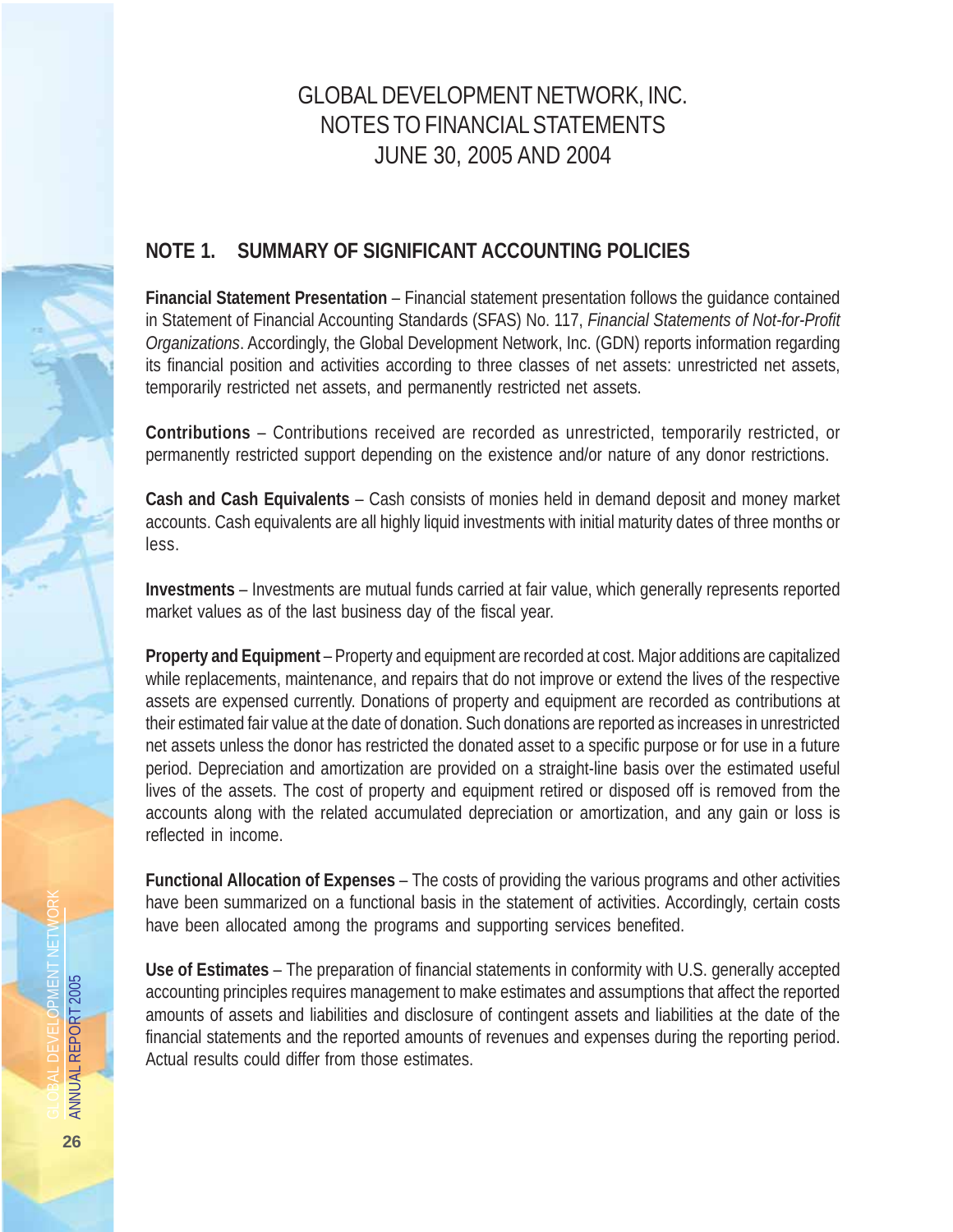# GLOBAL DEVELOPMENT NETWORK, INC.
# NOTES TO FINANCIAL STATEMENTS
# JUNE 30, 2005 AND 2004

## NOTE 1. SUMMARY OF SIGNIFICANT ACCOUNTING POLICIES

**Financial Statement Presentation** – Financial statement presentation follows the guidance contained in Statement of Financial Accounting Standards (SFAS) No. 117, *Financial Statements of Not-for-Profit Organizations*. Accordingly, the Global Development Network, Inc. (GDN) reports information regarding its financial position and activities according to three classes of net assets: unrestricted net assets, temporarily restricted net assets, and permanently restricted net assets.

**Contributions** – Contributions received are recorded as unrestricted, temporarily restricted, or permanently restricted support depending on the existence and/or nature of any donor restrictions.

**Cash and Cash Equivalents** – Cash consists of monies held in demand deposit and money market accounts. Cash equivalents are all highly liquid investments with initial maturity dates of three months or less.

**Investments** – Investments are mutual funds carried at fair value, which generally represents reported market values as of the last business day of the fiscal year.

**Property and Equipment** – Property and equipment are recorded at cost. Major additions are capitalized while replacements, maintenance, and repairs that do not improve or extend the lives of the respective assets are expensed currently. Donations of property and equipment are recorded as contributions at their estimated fair value at the date of donation. Such donations are reported as increases in unrestricted net assets unless the donor has restricted the donated asset to a specific purpose or for use in a future period. Depreciation and amortization are provided on a straight-line basis over the estimated useful lives of the assets. The cost of property and equipment retired or disposed off is removed from the accounts along with the related accumulated depreciation or amortization, and any gain or loss is reflected in income.

**Functional Allocation of Expenses** – The costs of providing the various programs and other activities have been summarized on a functional basis in the statement of activities. Accordingly, certain costs have been allocated among the programs and supporting services benefited.

**Use of Estimates** – The preparation of financial statements in conformity with U.S. generally accepted accounting principles requires management to make estimates and assumptions that affect the reported amounts of assets and liabilities and disclosure of contingent assets and liabilities at the date of the financial statements and the reported amounts of revenues and expenses during the reporting period. Actual results could differ from those estimates.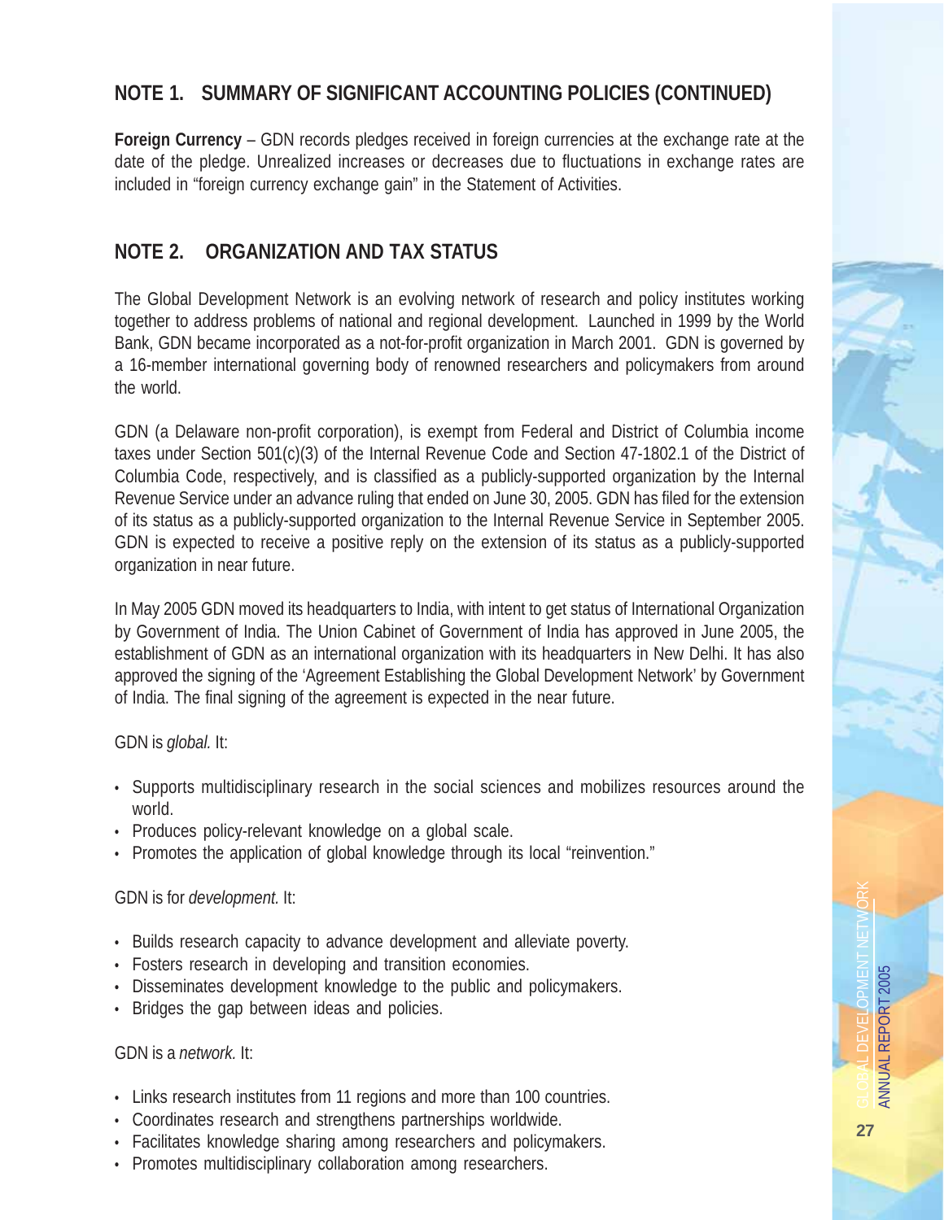## NOTE 1. SUMMARY OF SIGNIFICANT ACCOUNTING POLICIES (CONTINUED)

**Foreign Currency** – GDN records pledges received in foreign currencies at the exchange rate at the date of the pledge. Unrealized increases or decreases due to fluctuations in exchange rates are included in "foreign currency exchange gain" in the Statement of Activities.

## NOTE 2. ORGANIZATION AND TAX STATUS

The Global Development Network is an evolving network of research and policy institutes working together to address problems of national and regional development. Launched in 1999 by the World Bank, GDN became incorporated as a not-for-profit organization in March 2001. GDN is governed by a 16-member international governing body of renowned researchers and policymakers from around the world.

GDN (a Delaware non-profit corporation), is exempt from Federal and District of Columbia income taxes under Section 501(c)(3) of the Internal Revenue Code and Section 47-1802.1 of the District of Columbia Code, respectively, and is classified as a publicly-supported organization by the Internal Revenue Service under an advance ruling that ended on June 30, 2005. GDN has filed for the extension of its status as a publicly-supported organization to the Internal Revenue Service in September 2005. GDN is expected to receive a positive reply on the extension of its status as a publicly-supported organization in near future.

In May 2005 GDN moved its headquarters to India, with intent to get status of International Organization by Government of India. The Union Cabinet of Government of India has approved in June 2005, the establishment of GDN as an international organization with its headquarters in New Delhi. It has also approved the signing of the 'Agreement Establishing the Global Development Network' by Government of India. The final signing of the agreement is expected in the near future.

GDN is *global.* It:

- Supports multidisciplinary research in the social sciences and mobilizes resources around the world.
- Produces policy-relevant knowledge on a global scale.
- Promotes the application of global knowledge through its local "reinvention."

GDN is for *development.* It:

- Builds research capacity to advance development and alleviate poverty.
- Fosters research in developing and transition economies.
- Disseminates development knowledge to the public and policymakers.
- Bridges the gap between ideas and policies.

GDN is a *network.* It:

- Links research institutes from 11 regions and more than 100 countries.
- Coordinates research and strengthens partnerships worldwide.
- Facilitates knowledge sharing among researchers and policymakers.
- Promotes multidisciplinary collaboration among researchers.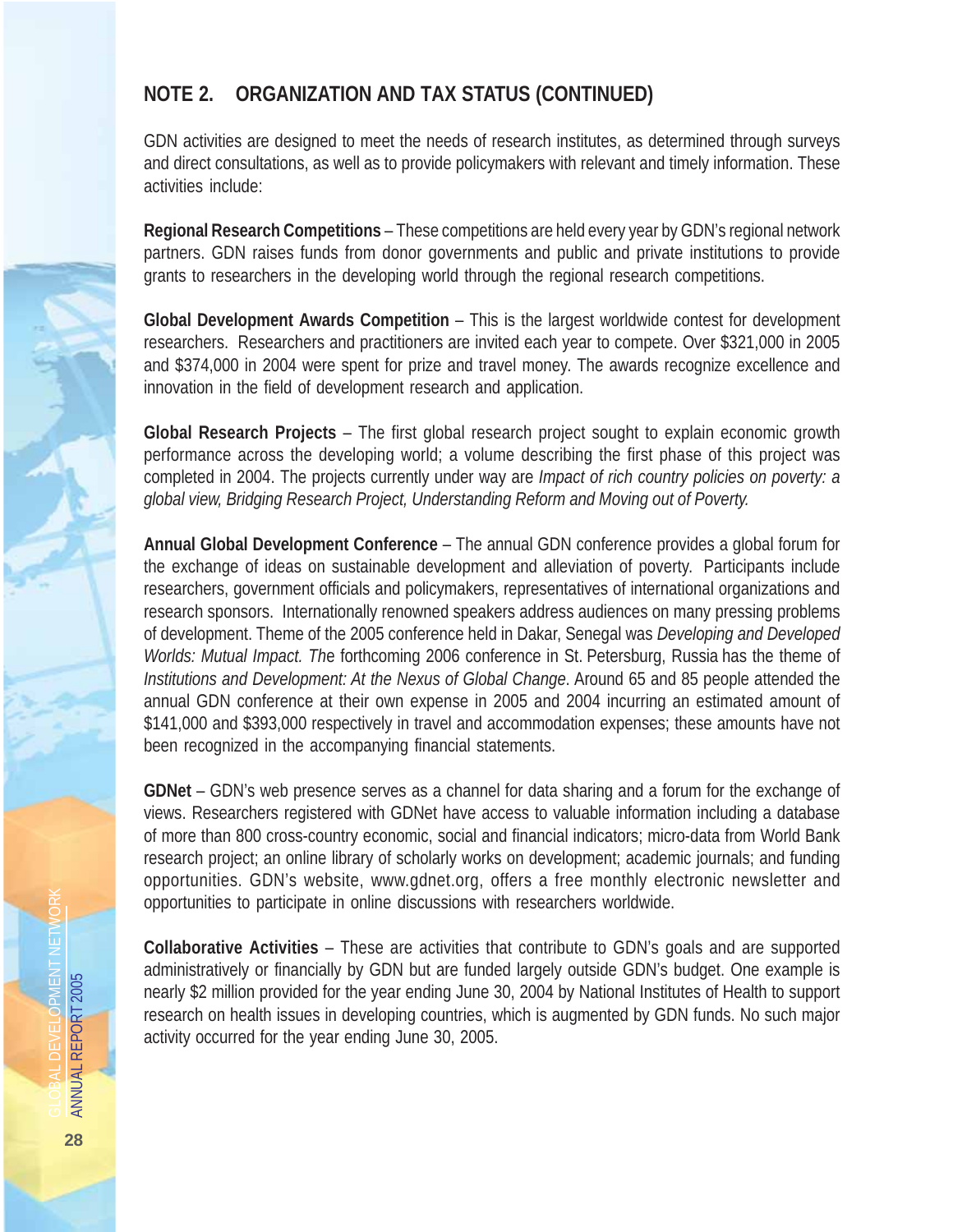## NOTE 2. ORGANIZATION AND TAX STATUS (CONTINUED)

GDN activities are designed to meet the needs of research institutes, as determined through surveys and direct consultations, as well as to provide policymakers with relevant and timely information. These activities include:

**Regional Research Competitions** – These competitions are held every year by GDN's regional network partners. GDN raises funds from donor governments and public and private institutions to provide grants to researchers in the developing world through the regional research competitions.

**Global Development Awards Competition** – This is the largest worldwide contest for development researchers. Researchers and practitioners are invited each year to compete. Over $321,000 in 2005 and $374,000 in 2004 were spent for prize and travel money. The awards recognize excellence and innovation in the field of development research and application.

**Global Research Projects** – The first global research project sought to explain economic growth performance across the developing world; a volume describing the first phase of this project was completed in 2004. The projects currently under way are *Impact of rich country policies on poverty: a global view, Bridging Research Project, Understanding Reform and Moving out of Poverty.*

**Annual Global Development Conference** – The annual GDN conference provides a global forum for the exchange of ideas on sustainable development and alleviation of poverty. Participants include researchers, government officials and policymakers, representatives of international organizations and research sponsors. Internationally renowned speakers address audiences on many pressing problems of development. Theme of the 2005 conference held in Dakar, Senegal was *Developing and Developed Worlds: Mutual Impact. The* forthcoming 2006 conference in St. Petersburg, Russia has the theme of *Institutions and Development: At the Nexus of Global Change*. Around 65 and 85 people attended the annual GDN conference at their own expense in 2005 and 2004 incurring an estimated amount of $141,000 and $393,000 respectively in travel and accommodation expenses; these amounts have not been recognized in the accompanying financial statements.

**GDNet** – GDN's web presence serves as a channel for data sharing and a forum for the exchange of views. Researchers registered with GDNet have access to valuable information including a database of more than 800 cross-country economic, social and financial indicators; micro-data from World Bank research project; an online library of scholarly works on development; academic journals; and funding opportunities. GDN's website, www.gdnet.org, offers a free monthly electronic newsletter and opportunities to participate in online discussions with researchers worldwide.

**Collaborative Activities** – These are activities that contribute to GDN's goals and are supported administratively or financially by GDN but are funded largely outside GDN's budget. One example is nearly $2 million provided for the year ending June 30, 2004 by National Institutes of Health to support research on health issues in developing countries, which is augmented by GDN funds. No such major activity occurred for the year ending June 30, 2005.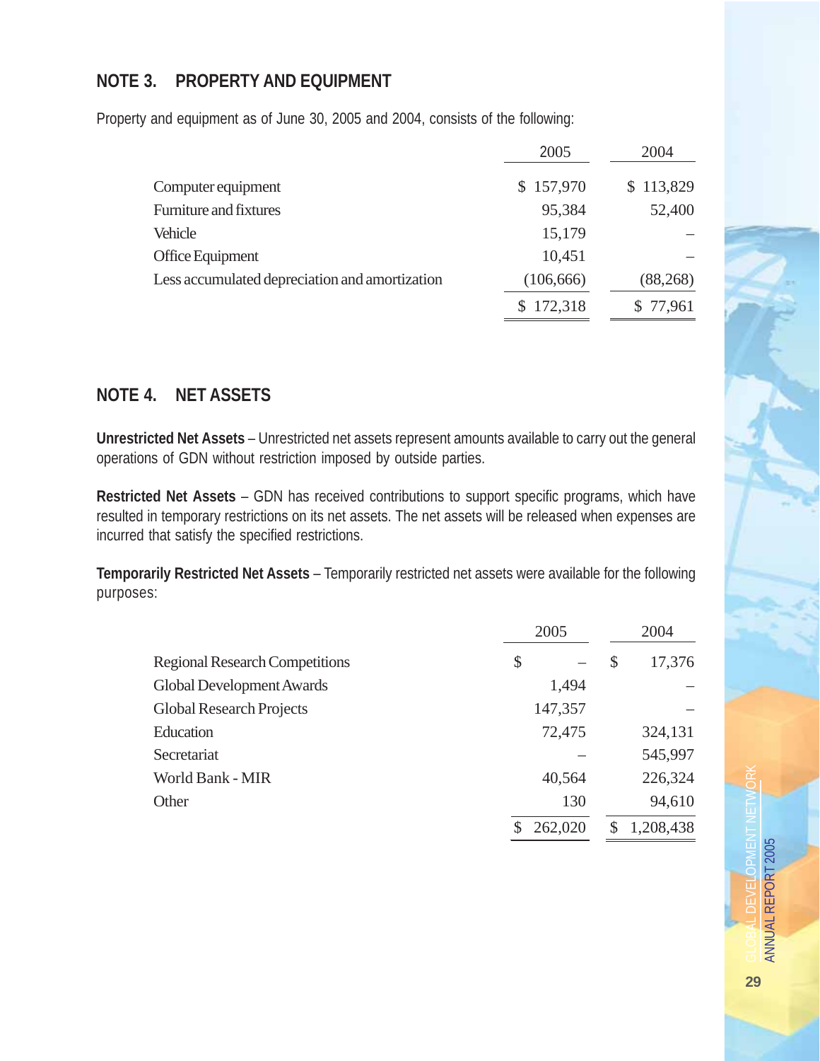## NOTE 3. PROPERTY AND EQUIPMENT

Property and equipment as of June 30, 2005 and 2004, consists of the following:

| | 2005 | 2004 |
|---|---|---|
| Computer equipment | $ 157,970 | $ 113,829 |
| Furniture and fixtures | 95,384 | 52,400 |
| Vehicle | 15,179 | – |
| Office Equipment | 10,451 | – |
| Less accumulated depreciation and amortization | (106,666) | (88,268) |
| | $ 172,318 | $ 77,961 |

## NOTE 4. NET ASSETS

**Unrestricted Net Assets** – Unrestricted net assets represent amounts available to carry out the general operations of GDN without restriction imposed by outside parties.

**Restricted Net Assets** – GDN has received contributions to support specific programs, which have resulted in temporary restrictions on its net assets. The net assets will be released when expenses are incurred that satisfy the specified restrictions.

**Temporarily Restricted Net Assets** – Temporarily restricted net assets were available for the following purposes:

| | 2005 | 2004 |
|---|---|---|
| Regional Research Competitions | $ – | $ 17,376 |
| Global Development Awards | 1,494 | – |
| Global Research Projects | 147,357 | – |
| Education | 72,475 | 324,131 |
| Secretariat | – | 545,997 |
| World Bank - MIR | 40,564 | 226,324 |
| Other | 130 | 94,610 |
| | $ 262,020 | $ 1,208,438 |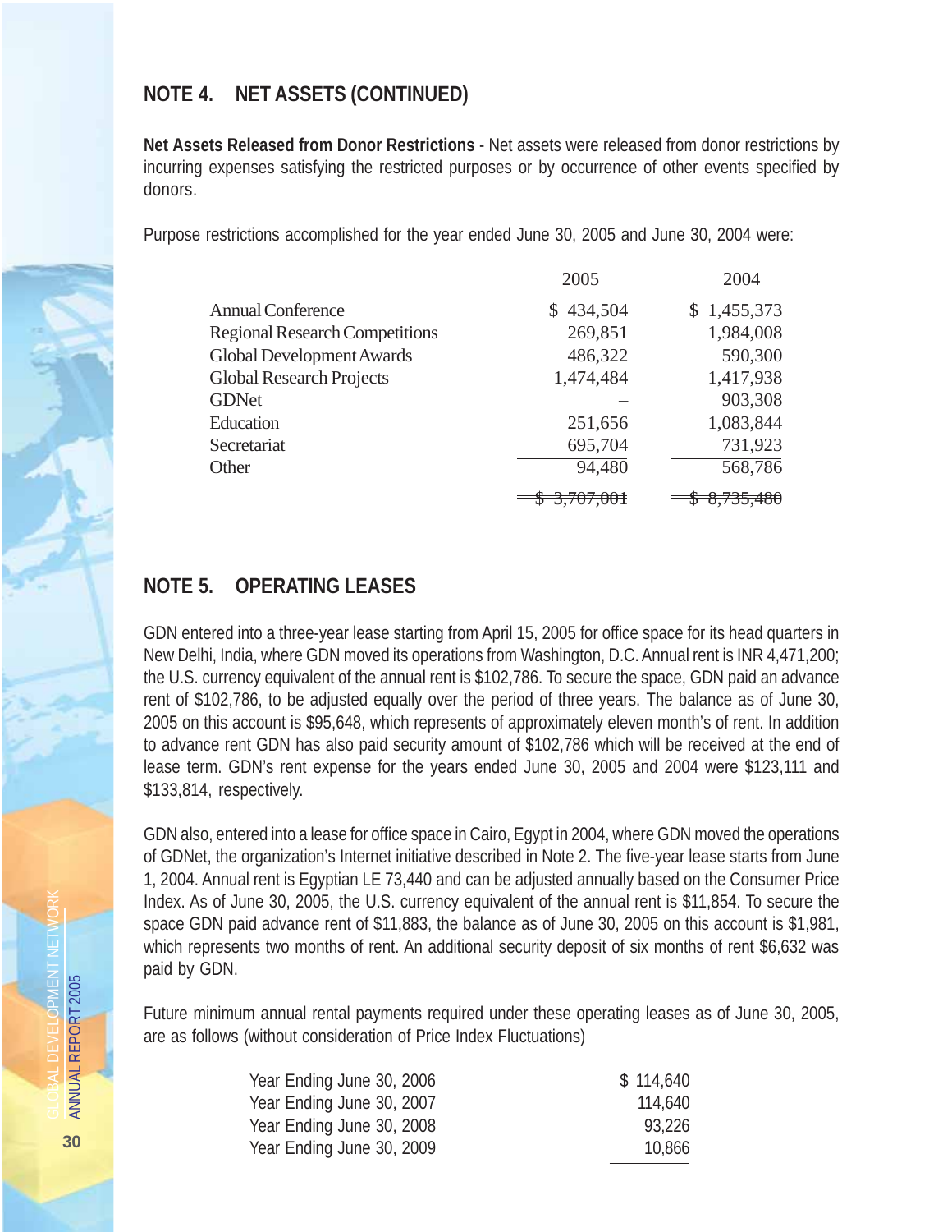## NOTE 4. NET ASSETS (CONTINUED)

**Net Assets Released from Donor Restrictions** - Net assets were released from donor restrictions by incurring expenses satisfying the restricted purposes or by occurrence of other events specified by donors.

Purpose restrictions accomplished for the year ended June 30, 2005 and June 30, 2004 were:

| | 2005 | 2004 |
|---|---|---|
| Annual Conference | $ 434,504 | $ 1,455,373 |
| Regional Research Competitions | 269,851 | 1,984,008 |
| Global Development Awards | 486,322 | 590,300 |
| Global Research Projects | 1,474,484 | 1,417,938 |
| GDNet | – | 903,308 |
| Education | 251,656 | 1,083,844 |
| Secretariat | 695,704 | 731,923 |
| Other | 94,480 | 568,786 |
| | $ 3,707,001 | $ 8,735,480 |

## NOTE 5. OPERATING LEASES

GDN entered into a three-year lease starting from April 15, 2005 for office space for its head quarters in New Delhi, India, where GDN moved its operations from Washington, D.C. Annual rent is INR 4,471,200; the U.S. currency equivalent of the annual rent is $102,786. To secure the space, GDN paid an advance rent of $102,786, to be adjusted equally over the period of three years. The balance as of June 30, 2005 on this account is $95,648, which represents of approximately eleven month's of rent. In addition to advance rent GDN has also paid security amount of $102,786 which will be received at the end of lease term. GDN's rent expense for the years ended June 30, 2005 and 2004 were $123,111 and $133,814, respectively.

GDN also, entered into a lease for office space in Cairo, Egypt in 2004, where GDN moved the operations of GDNet, the organization's Internet initiative described in Note 2. The five-year lease starts from June 1, 2004. Annual rent is Egyptian LE 73,440 and can be adjusted annually based on the Consumer Price Index. As of June 30, 2005, the U.S. currency equivalent of the annual rent is $11,854. To secure the space GDN paid advance rent of $11,883, the balance as of June 30, 2005 on this account is $1,981, which represents two months of rent. An additional security deposit of six months of rent $6,632 was paid by GDN.

Future minimum annual rental payments required under these operating leases as of June 30, 2005, are as follows (without consideration of Price Index Fluctuations)

| | |
|---|---|
| Year Ending June 30, 2006 | $ 114,640 |
| Year Ending June 30, 2007 | 114,640 |
| Year Ending June 30, 2008 | 93,226 |
| Year Ending June 30, 2009 | 10,866 |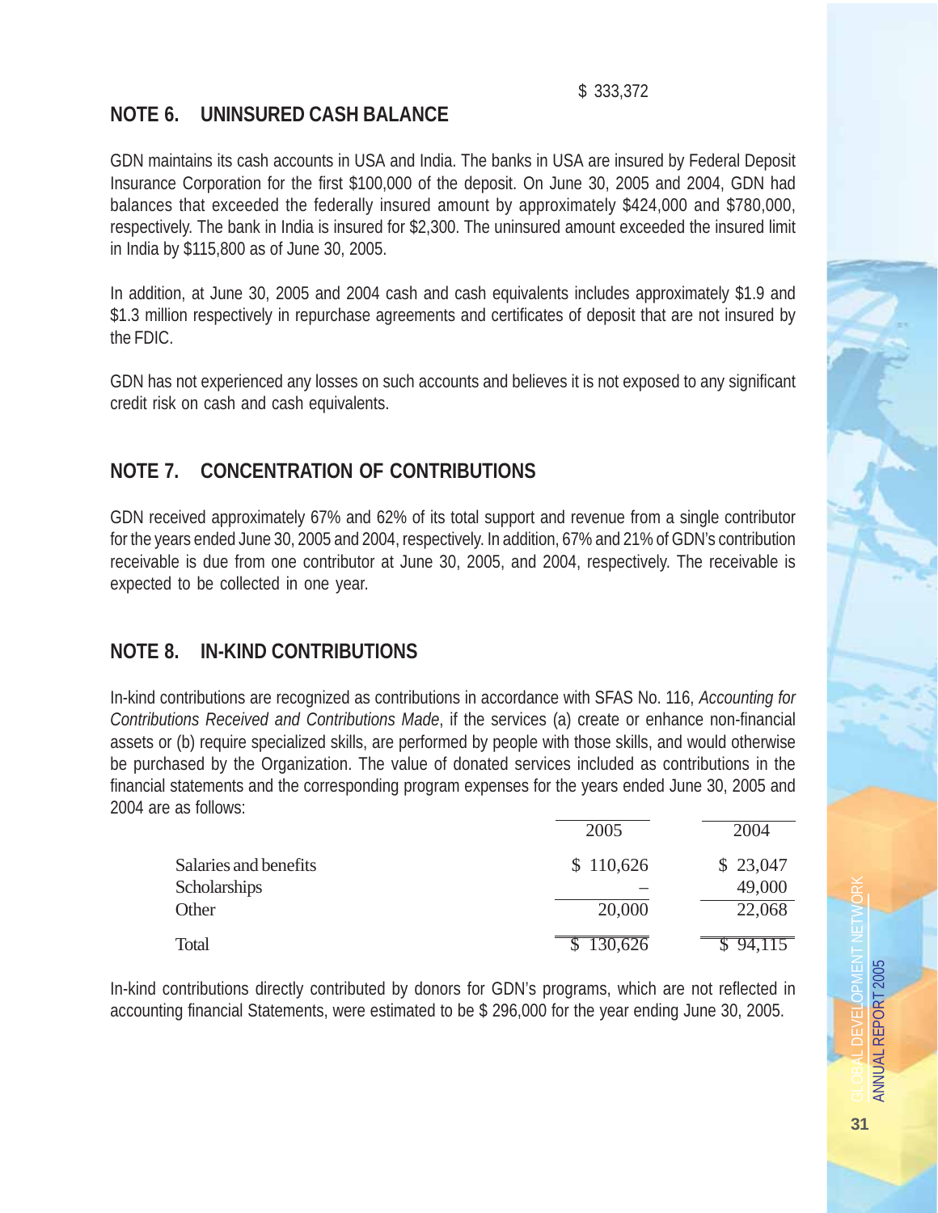$ 333,372

## NOTE 6. UNINSURED CASH BALANCE

GDN maintains its cash accounts in USA and India. The banks in USA are insured by Federal Deposit Insurance Corporation for the first $100,000 of the deposit. On June 30, 2005 and 2004, GDN had balances that exceeded the federally insured amount by approximately $424,000 and $780,000, respectively. The bank in India is insured for $2,300. The uninsured amount exceeded the insured limit in India by $115,800 as of June 30, 2005.

In addition, at June 30, 2005 and 2004 cash and cash equivalents includes approximately $1.9 and $1.3 million respectively in repurchase agreements and certificates of deposit that are not insured by the FDIC.

GDN has not experienced any losses on such accounts and believes it is not exposed to any significant credit risk on cash and cash equivalents.

## NOTE 7. CONCENTRATION OF CONTRIBUTIONS

GDN received approximately 67% and 62% of its total support and revenue from a single contributor for the years ended June 30, 2005 and 2004, respectively. In addition, 67% and 21% of GDN's contribution receivable is due from one contributor at June 30, 2005, and 2004, respectively. The receivable is expected to be collected in one year.

## NOTE 8. IN-KIND CONTRIBUTIONS

In-kind contributions are recognized as contributions in accordance with SFAS No. 116, *Accounting for Contributions Received and Contributions Made*, if the services (a) create or enhance non-financial assets or (b) require specialized skills, are performed by people with those skills, and would otherwise be purchased by the Organization. The value of donated services included as contributions in the financial statements and the corresponding program expenses for the years ended June 30, 2005 and 2004 are as follows:

| | 2005 | 2004 |
|---|---|---|
| Salaries and benefits | $ 110,626 | $ 23,047 |
| Scholarships | – | 49,000 |
| Other | 20,000 | 22,068 |
| Total | $ 130,626 | $ 94,115 |

In-kind contributions directly contributed by donors for GDN's programs, which are not reflected in accounting financial Statements, were estimated to be $ 296,000 for the year ending June 30, 2005.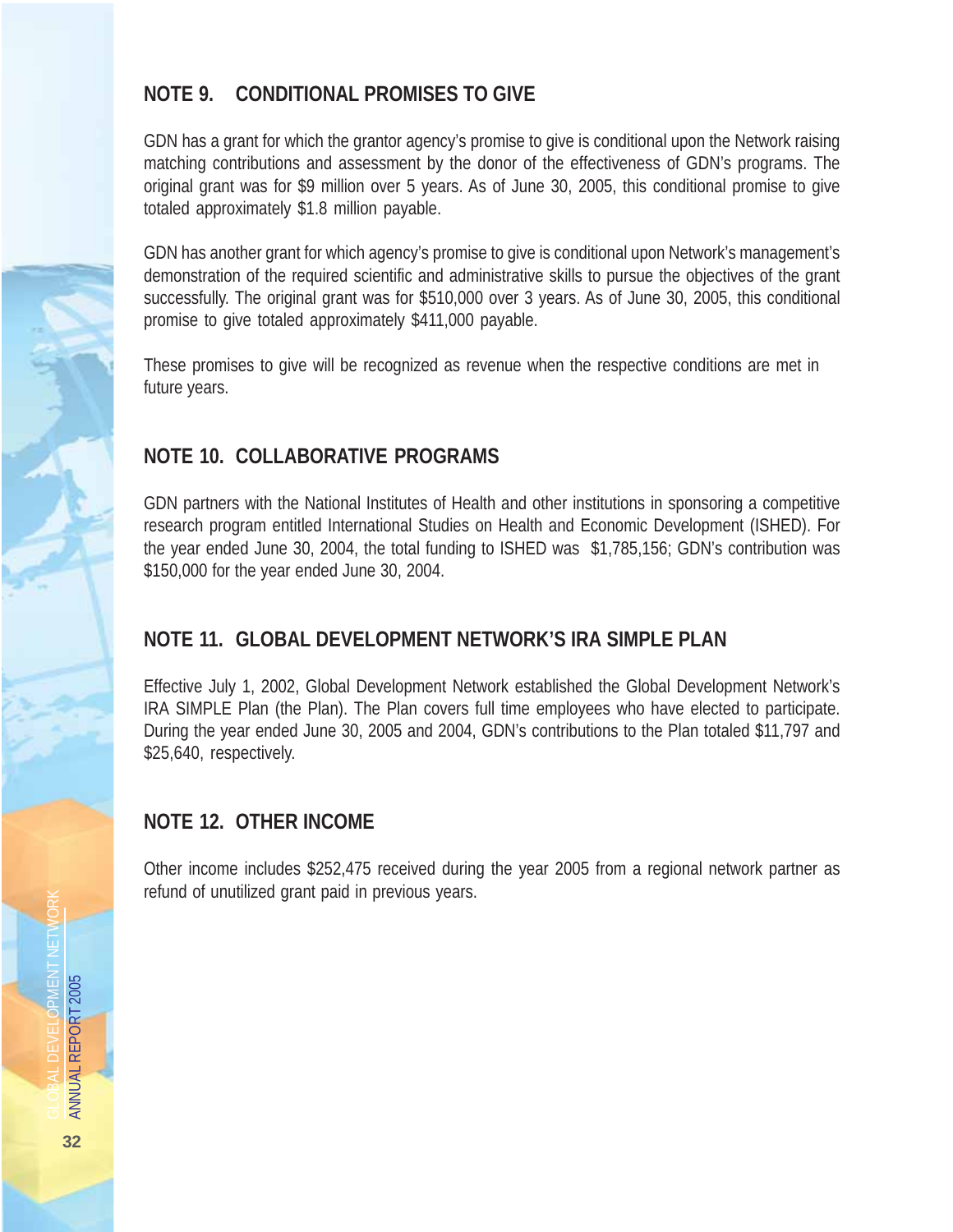## NOTE 9. CONDITIONAL PROMISES TO GIVE

GDN has a grant for which the grantor agency's promise to give is conditional upon the Network raising matching contributions and assessment by the donor of the effectiveness of GDN's programs. The original grant was for $9 million over 5 years. As of June 30, 2005, this conditional promise to give totaled approximately $1.8 million payable.

GDN has another grant for which agency's promise to give is conditional upon Network's management's demonstration of the required scientific and administrative skills to pursue the objectives of the grant successfully. The original grant was for $510,000 over 3 years. As of June 30, 2005, this conditional promise to give totaled approximately $411,000 payable.

These promises to give will be recognized as revenue when the respective conditions are met in future years.

## NOTE 10. COLLABORATIVE PROGRAMS

GDN partners with the National Institutes of Health and other institutions in sponsoring a competitive research program entitled International Studies on Health and Economic Development (ISHED). For the year ended June 30, 2004, the total funding to ISHED was $1,785,156; GDN's contribution was $150,000 for the year ended June 30, 2004.

## NOTE 11. GLOBAL DEVELOPMENT NETWORK'S IRA SIMPLE PLAN

Effective July 1, 2002, Global Development Network established the Global Development Network's IRA SIMPLE Plan (the Plan). The Plan covers full time employees who have elected to participate. During the year ended June 30, 2005 and 2004, GDN's contributions to the Plan totaled $11,797 and $25,640, respectively.

## NOTE 12. OTHER INCOME

Other income includes $252,475 received during the year 2005 from a regional network partner as refund of unutilized grant paid in previous years.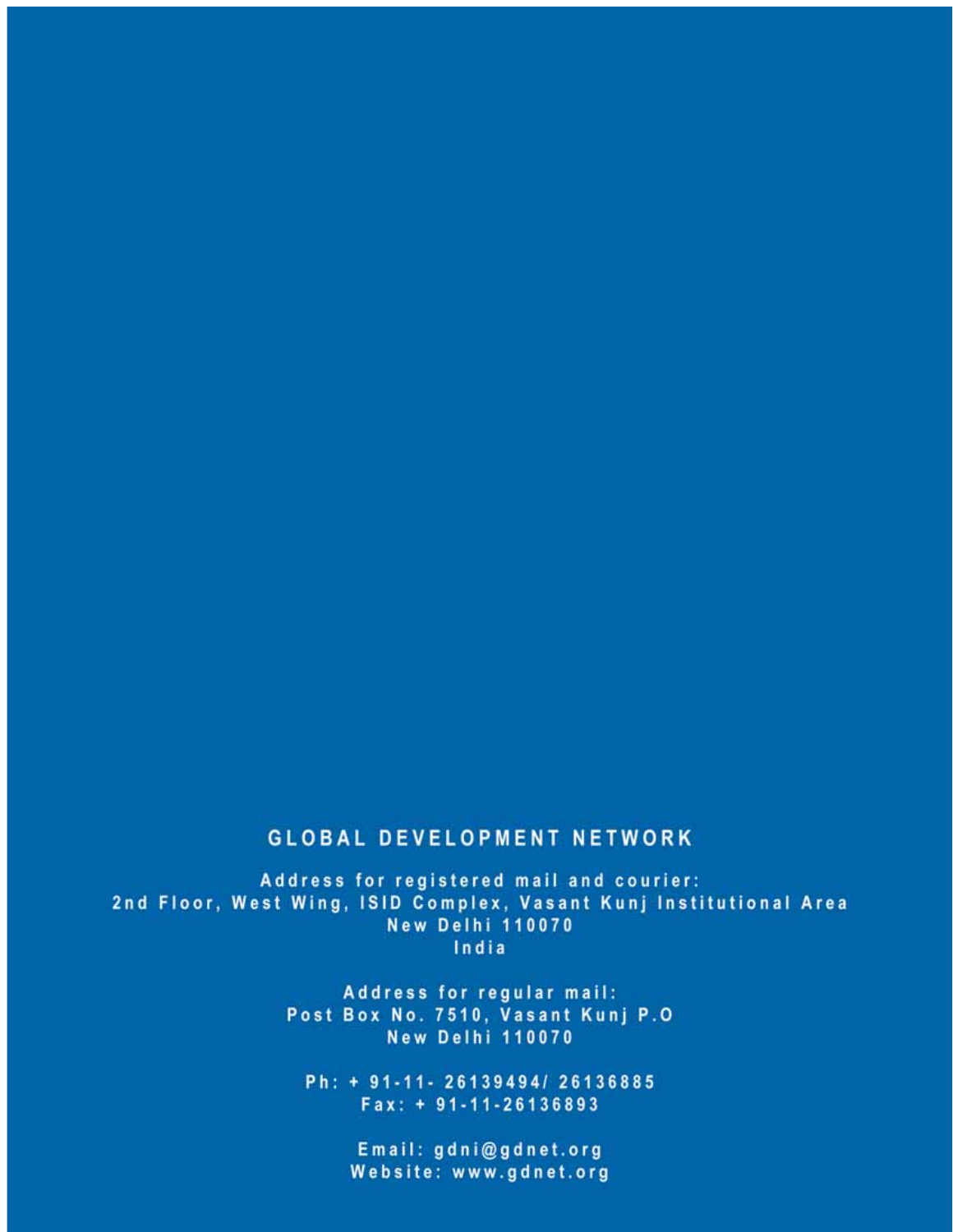## GLOBAL DEVELOPMENT NETWORK

Address for registered mail and courier:
2nd Floor, West Wing, ISID Complex, Vasant Kunj Institutional Area
New Delhi 110070
India

Address for regular mail:
Post Box No. 7510, Vasant Kunj P.O
New Delhi 110070

Ph: + 91-11- 26139494/ 26136885
Fax: + 91-11-26136893

Email: gdni@gdnet.org
Website: www.gdnet.org